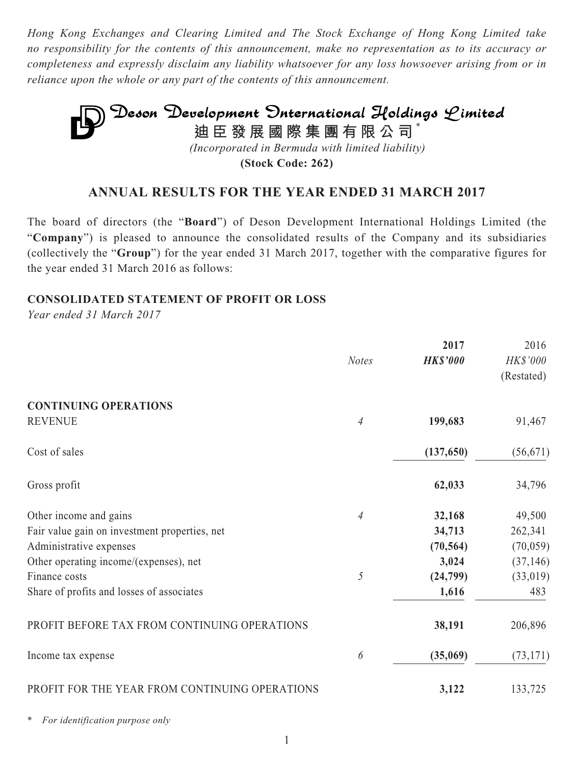*Hong Kong Exchanges and Clearing Limited and The Stock Exchange of Hong Kong Limited take no responsibility for the contents of this announcement, make no representation as to its accuracy or completeness and expressly disclaim any liability whatsoever for any loss howsoever arising from or in reliance upon the whole or any part of the contents of this announcement.*

# Deson Development International Holdings Limited

**迪臣發展國際集團有限公司*** 

*(Incorporated in Bermuda with limited liability)*

**(Stock Code: 262)**

## ANNUAL RESULTS FOR THE YEAR ENDED 31 MARCH 2017

The board of directors (the "**Board**") of Deson Development International Holdings Limited (the "**Company**") is pleased to announce the consolidated results of the Company and its subsidiaries (collectively the "**Group**") for the year ended 31 March 2017, together with the comparative figures for the year ended 31 March 2016 as follows:

### CONSOLIDATED STATEMENT OF PROFIT OR LOSS

*Year ended 31 March 2017*

| | *Notes* | **2017** | 2016 |
|---|---|---|---|
| | | ***HK$'000*** | *HK$'000* |
| | | | (Restated) |
| **CONTINUING OPERATIONS** | | | |
| REVENUE | *4* | **199,683** | 91,467 |
| Cost of sales | | **(137,650)** | (56,671) |
| Gross profit | | **62,033** | 34,796 |
| Other income and gains | *4* | **32,168** | 49,500 |
| Fair value gain on investment properties, net | | **34,713** | 262,341 |
| Administrative expenses | | **(70,564)** | (70,059) |
| Other operating income/(expenses), net | | **3,024** | (37,146) |
| Finance costs | *5* | **(24,799)** | (33,019) |
| Share of profits and losses of associates | | **1,616** | 483 |
| PROFIT BEFORE TAX FROM CONTINUING OPERATIONS | | **38,191** | 206,896 |
| Income tax expense | *6* | **(35,069)** | (73,171) |
| PROFIT FOR THE YEAR FROM CONTINUING OPERATIONS | | **3,122** | 133,725 |

\* *For identification purpose only*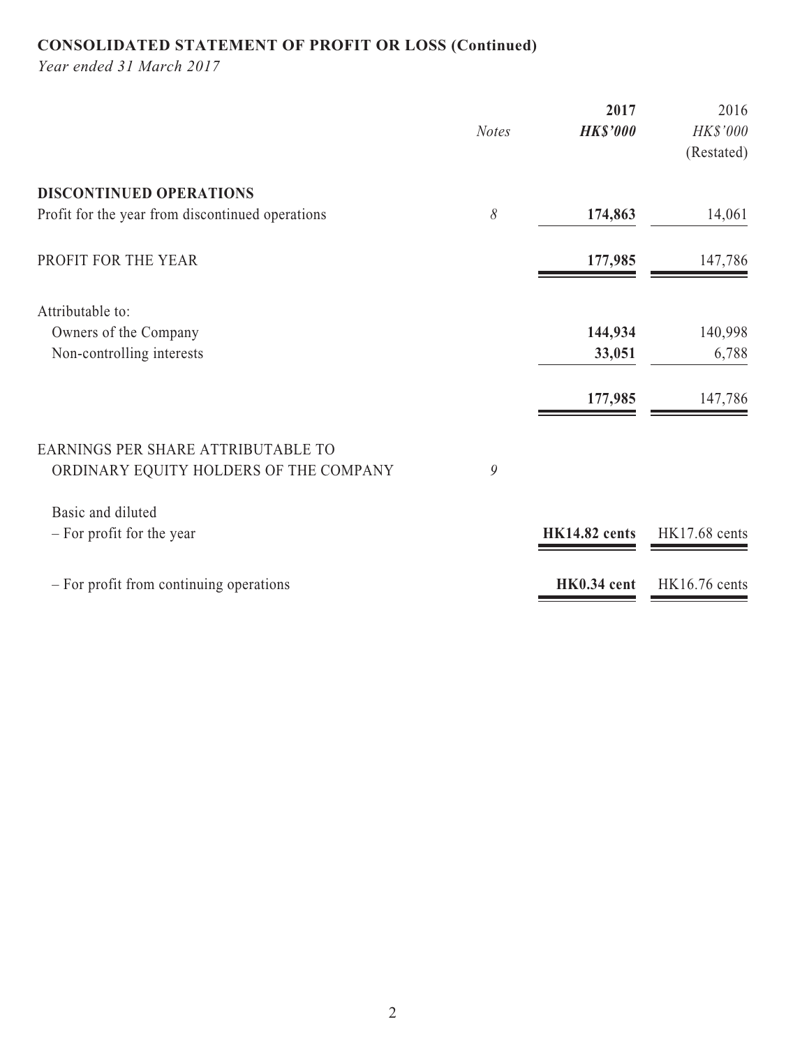# CONSOLIDATED STATEMENT OF PROFIT OR LOSS (Continued)

*Year ended 31 March 2017*

| | *Notes* | **2017** | 2016 |
|---|---|---|---|
| | | ***HK$'000*** | *HK$'000* |
| | | | (Restated) |
| **DISCONTINUED OPERATIONS** | | | |
| Profit for the year from discontinued operations | *8* | **174,863** | 14,061 |
| PROFIT FOR THE YEAR | | **177,985** | 147,786 |
| Attributable to: | | | |
| Owners of the Company | | **144,934** | 140,998 |
| Non-controlling interests | | **33,051** | 6,788 |
| | | **177,985** | 147,786 |
| EARNINGS PER SHARE ATTRIBUTABLE TO ORDINARY EQUITY HOLDERS OF THE COMPANY | *9* | | |
| Basic and diluted | | | |
| – For profit for the year | | **HK14.82 cents** | HK17.68 cents |
| – For profit from continuing operations | | **HK0.34 cent** | HK16.76 cents |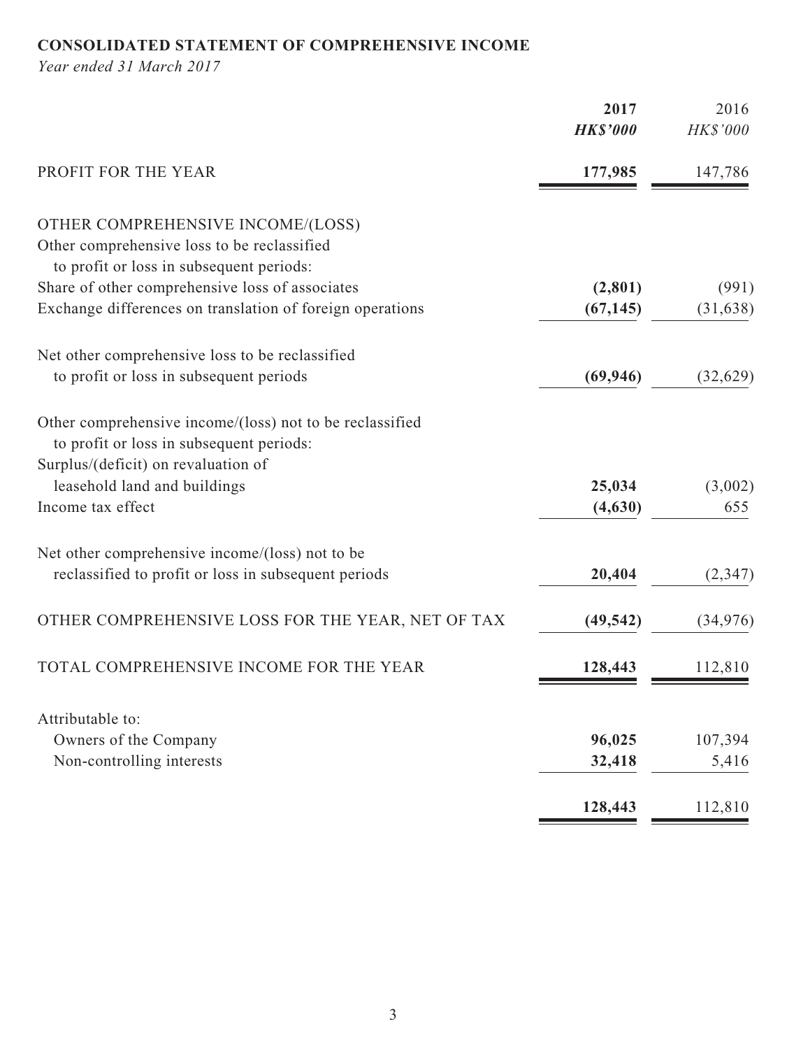**CONSOLIDATED STATEMENT OF COMPREHENSIVE INCOME**

*Year ended 31 March 2017*

| | **2017** | 2016 |
|---|---|---|
| | ***HK$'000*** | *HK$'000* |
| PROFIT FOR THE YEAR | **177,985** | 147,786 |
| OTHER COMPREHENSIVE INCOME/(LOSS) | | |
| Other comprehensive loss to be reclassified to profit or loss in subsequent periods: | | |
| Share of other comprehensive loss of associates | **(2,801)** | (991) |
| Exchange differences on translation of foreign operations | **(67,145)** | (31,638) |
| Net other comprehensive loss to be reclassified to profit or loss in subsequent periods | **(69,946)** | (32,629) |
| Other comprehensive income/(loss) not to be reclassified to profit or loss in subsequent periods: | | |
| Surplus/(deficit) on revaluation of leasehold land and buildings | **25,034** | (3,002) |
| Income tax effect | **(4,630)** | 655 |
| Net other comprehensive income/(loss) not to be reclassified to profit or loss in subsequent periods | **20,404** | (2,347) |
| OTHER COMPREHENSIVE LOSS FOR THE YEAR, NET OF TAX | **(49,542)** | (34,976) |
| TOTAL COMPREHENSIVE INCOME FOR THE YEAR | **128,443** | 112,810 |
| Attributable to: | | |
| Owners of the Company | **96,025** | 107,394 |
| Non-controlling interests | **32,418** | 5,416 |
| | **128,443** | 112,810 |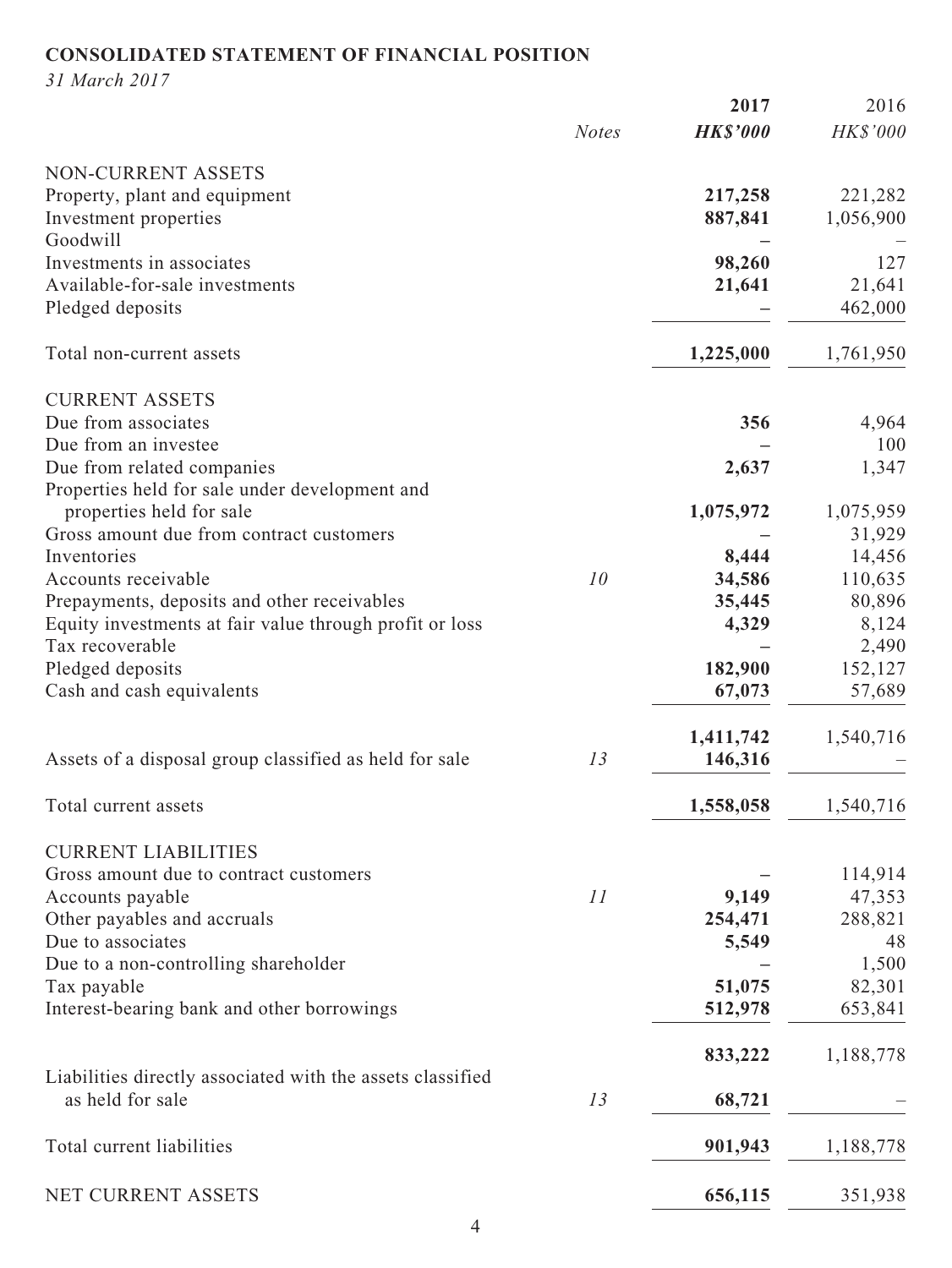**CONSOLIDATED STATEMENT OF FINANCIAL POSITION**

*31 March 2017*

| | *Notes* | **2017** ***HK$'000*** | 2016 *HK$'000* |
|---|---|---|---|
| NON-CURRENT ASSETS | | | |
| Property, plant and equipment | | **217,258** | 221,282 |
| Investment properties | | **887,841** | 1,056,900 |
| Goodwill | | **–** | – |
| Investments in associates | | **98,260** | 127 |
| Available-for-sale investments | | **21,641** | 21,641 |
| Pledged deposits | | **–** | 462,000 |
| Total non-current assets | | **1,225,000** | 1,761,950 |
| CURRENT ASSETS | | | |
| Due from associates | | **356** | 4,964 |
| Due from an investee | | **–** | 100 |
| Due from related companies | | **2,637** | 1,347 |
| Properties held for sale under development and properties held for sale | | **1,075,972** | 1,075,959 |
| Gross amount due from contract customers | | **–** | 31,929 |
| Inventories | | **8,444** | 14,456 |
| Accounts receivable | *10* | **34,586** | 110,635 |
| Prepayments, deposits and other receivables | | **35,445** | 80,896 |
| Equity investments at fair value through profit or loss | | **4,329** | 8,124 |
| Tax recoverable | | **–** | 2,490 |
| Pledged deposits | | **182,900** | 152,127 |
| Cash and cash equivalents | | **67,073** | 57,689 |
| | | **1,411,742** | 1,540,716 |
| Assets of a disposal group classified as held for sale | *13* | **146,316** | – |
| Total current assets | | **1,558,058** | 1,540,716 |
| CURRENT LIABILITIES | | | |
| Gross amount due to contract customers | | **–** | 114,914 |
| Accounts payable | *11* | **9,149** | 47,353 |
| Other payables and accruals | | **254,471** | 288,821 |
| Due to associates | | **5,549** | 48 |
| Due to a non-controlling shareholder | | **–** | 1,500 |
| Tax payable | | **51,075** | 82,301 |
| Interest-bearing bank and other borrowings | | **512,978** | 653,841 |
| | | **833,222** | 1,188,778 |
| Liabilities directly associated with the assets classified as held for sale | *13* | **68,721** | – |
| Total current liabilities | | **901,943** | 1,188,778 |
| NET CURRENT ASSETS | | **656,115** | 351,938 |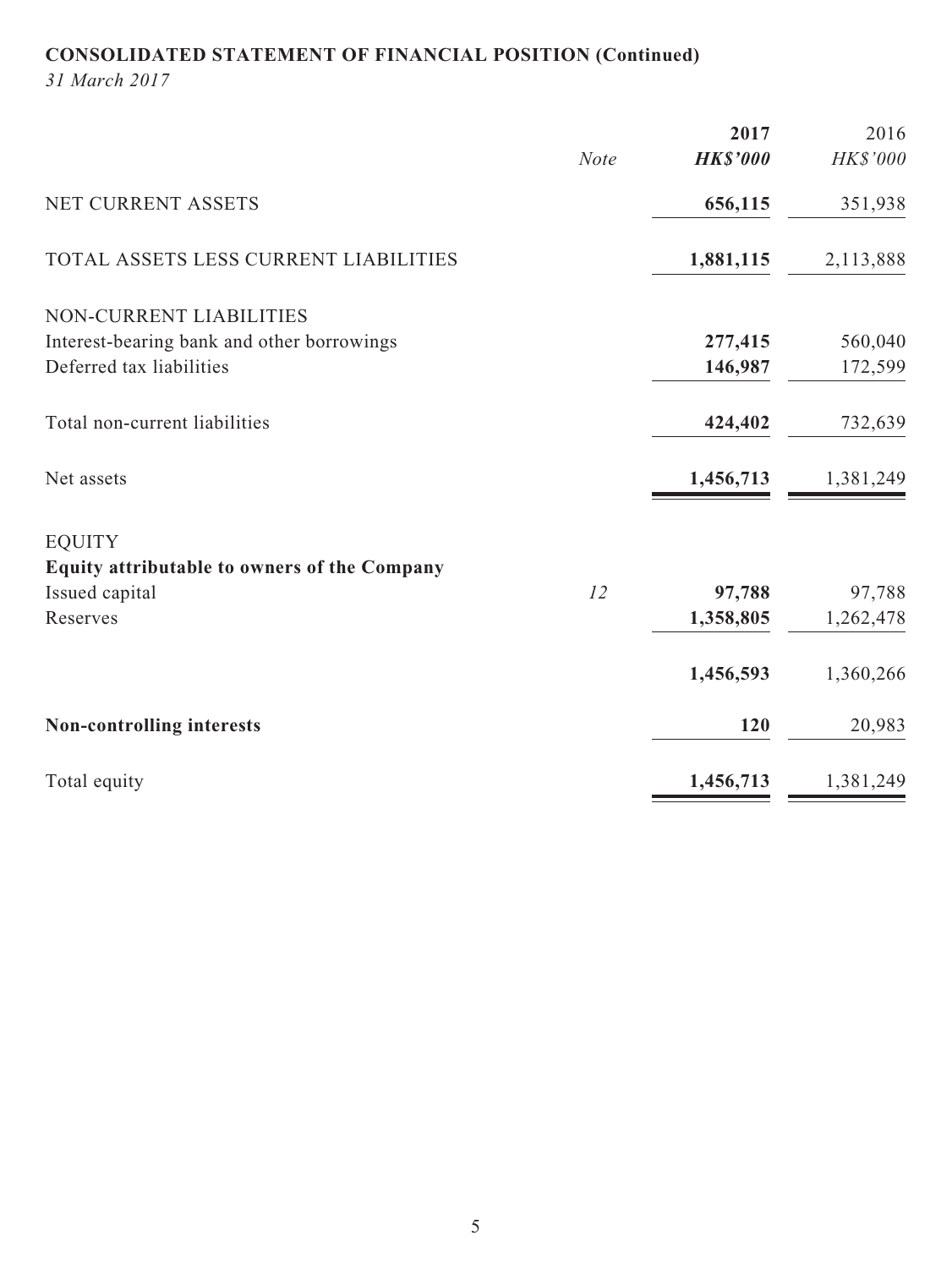## CONSOLIDATED STATEMENT OF FINANCIAL POSITION (Continued)

*31 March 2017*

| | *Note* | **2017** ***HK$'000*** | 2016 *HK$'000* |
|---|---|---|---|
| NET CURRENT ASSETS | | **656,115** | 351,938 |
| TOTAL ASSETS LESS CURRENT LIABILITIES | | **1,881,115** | 2,113,888 |
| NON-CURRENT LIABILITIES | | | |
| Interest-bearing bank and other borrowings | | **277,415** | 560,040 |
| Deferred tax liabilities | | **146,987** | 172,599 |
| Total non-current liabilities | | **424,402** | 732,639 |
| Net assets | | **1,456,713** | 1,381,249 |
| EQUITY | | | |
| **Equity attributable to owners of the Company** | | | |
| Issued capital | *12* | **97,788** | 97,788 |
| Reserves | | **1,358,805** | 1,262,478 |
| | | **1,456,593** | 1,360,266 |
| **Non-controlling interests** | | **120** | 20,983 |
| Total equity | | **1,456,713** | 1,381,249 |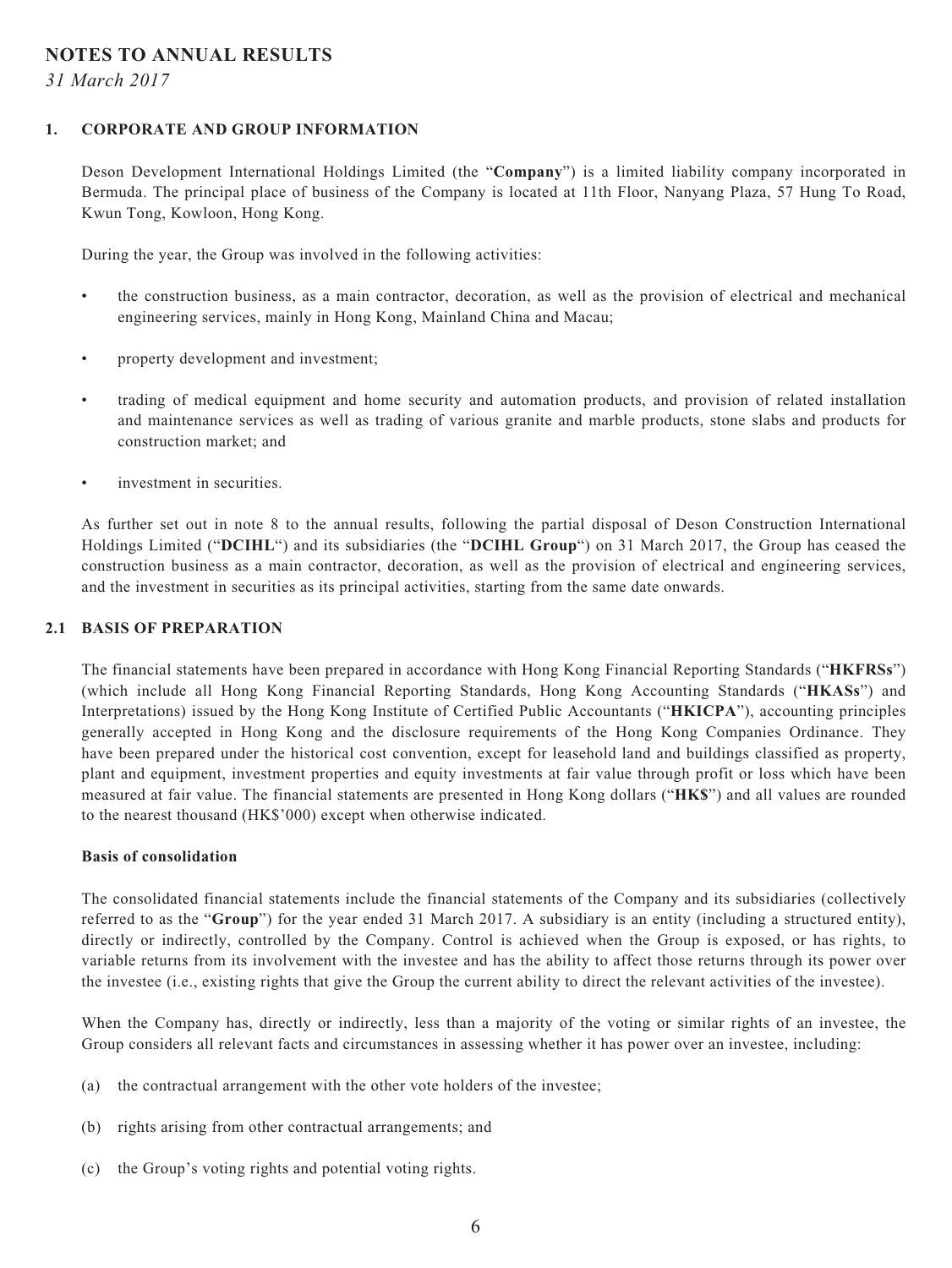# NOTES TO ANNUAL RESULTS

*31 March 2017*

## 1. CORPORATE AND GROUP INFORMATION

Deson Development International Holdings Limited (the "**Company**") is a limited liability company incorporated in Bermuda. The principal place of business of the Company is located at 11th Floor, Nanyang Plaza, 57 Hung To Road, Kwun Tong, Kowloon, Hong Kong.

During the year, the Group was involved in the following activities:

- the construction business, as a main contractor, decoration, as well as the provision of electrical and mechanical engineering services, mainly in Hong Kong, Mainland China and Macau;
- property development and investment;
- trading of medical equipment and home security and automation products, and provision of related installation and maintenance services as well as trading of various granite and marble products, stone slabs and products for construction market; and
- investment in securities.

As further set out in note 8 to the annual results, following the partial disposal of Deson Construction International Holdings Limited ("**DCIHL**") and its subsidiaries (the "**DCIHL Group**") on 31 March 2017, the Group has ceased the construction business as a main contractor, decoration, as well as the provision of electrical and engineering services, and the investment in securities as its principal activities, starting from the same date onwards.

## 2.1 BASIS OF PREPARATION

The financial statements have been prepared in accordance with Hong Kong Financial Reporting Standards ("**HKFRSs**") (which include all Hong Kong Financial Reporting Standards, Hong Kong Accounting Standards ("**HKASs**") and Interpretations) issued by the Hong Kong Institute of Certified Public Accountants ("**HKICPA**"), accounting principles generally accepted in Hong Kong and the disclosure requirements of the Hong Kong Companies Ordinance. They have been prepared under the historical cost convention, except for leasehold land and buildings classified as property, plant and equipment, investment properties and equity investments at fair value through profit or loss which have been measured at fair value. The financial statements are presented in Hong Kong dollars ("**HK$**") and all values are rounded to the nearest thousand (HK$'000) except when otherwise indicated.

**Basis of consolidation**

The consolidated financial statements include the financial statements of the Company and its subsidiaries (collectively referred to as the "**Group**") for the year ended 31 March 2017. A subsidiary is an entity (including a structured entity), directly or indirectly, controlled by the Company. Control is achieved when the Group is exposed, or has rights, to variable returns from its involvement with the investee and has the ability to affect those returns through its power over the investee (i.e., existing rights that give the Group the current ability to direct the relevant activities of the investee).

When the Company has, directly or indirectly, less than a majority of the voting or similar rights of an investee, the Group considers all relevant facts and circumstances in assessing whether it has power over an investee, including:

(a) the contractual arrangement with the other vote holders of the investee;

(b) rights arising from other contractual arrangements; and

(c) the Group's voting rights and potential voting rights.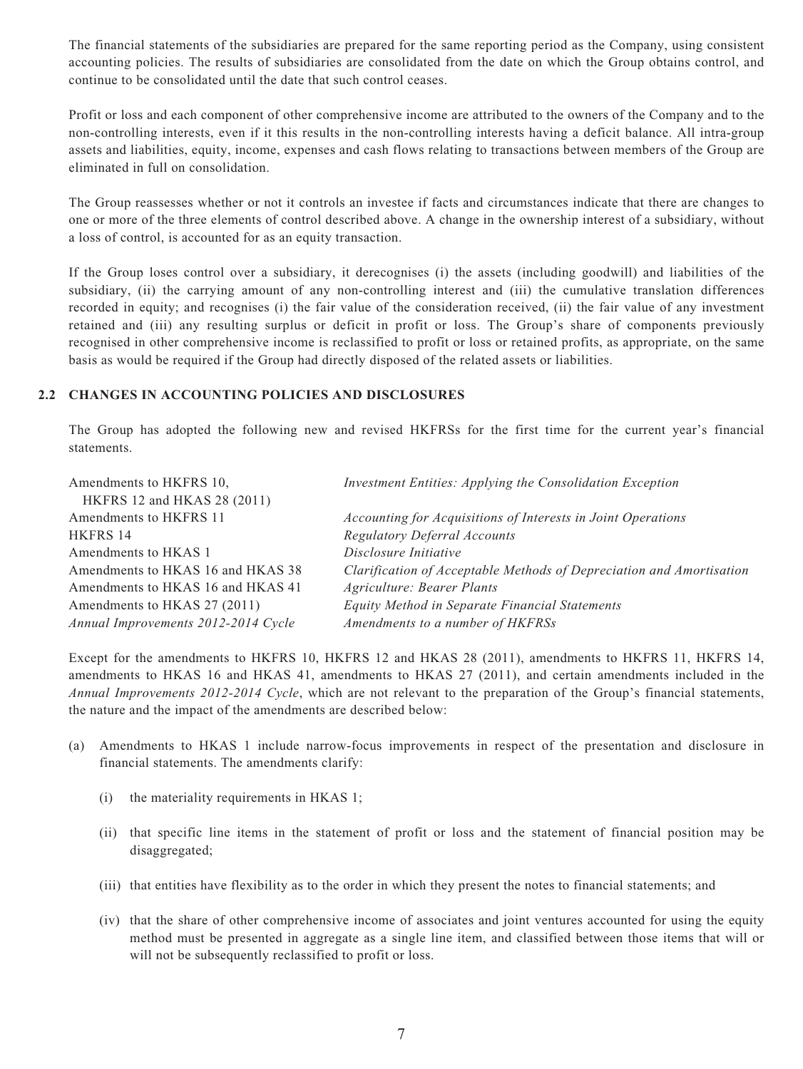The financial statements of the subsidiaries are prepared for the same reporting period as the Company, using consistent accounting policies. The results of subsidiaries are consolidated from the date on which the Group obtains control, and continue to be consolidated until the date that such control ceases.

Profit or loss and each component of other comprehensive income are attributed to the owners of the Company and to the non-controlling interests, even if it this results in the non-controlling interests having a deficit balance. All intra-group assets and liabilities, equity, income, expenses and cash flows relating to transactions between members of the Group are eliminated in full on consolidation.

The Group reassesses whether or not it controls an investee if facts and circumstances indicate that there are changes to one or more of the three elements of control described above. A change in the ownership interest of a subsidiary, without a loss of control, is accounted for as an equity transaction.

If the Group loses control over a subsidiary, it derecognises (i) the assets (including goodwill) and liabilities of the subsidiary, (ii) the carrying amount of any non-controlling interest and (iii) the cumulative translation differences recorded in equity; and recognises (i) the fair value of the consideration received, (ii) the fair value of any investment retained and (iii) any resulting surplus or deficit in profit or loss. The Group's share of components previously recognised in other comprehensive income is reclassified to profit or loss or retained profits, as appropriate, on the same basis as would be required if the Group had directly disposed of the related assets or liabilities.

## 2.2 CHANGES IN ACCOUNTING POLICIES AND DISCLOSURES

The Group has adopted the following new and revised HKFRSs for the first time for the current year's financial statements.

| | |
|---|---|
| Amendments to HKFRS 10, HKFRS 12 and HKAS 28 (2011) | *Investment Entities: Applying the Consolidation Exception* |
| Amendments to HKFRS 11 | *Accounting for Acquisitions of Interests in Joint Operations* |
| HKFRS 14 | *Regulatory Deferral Accounts* |
| Amendments to HKAS 1 | *Disclosure Initiative* |
| Amendments to HKAS 16 and HKAS 38 | *Clarification of Acceptable Methods of Depreciation and Amortisation* |
| Amendments to HKAS 16 and HKAS 41 | *Agriculture: Bearer Plants* |
| Amendments to HKAS 27 (2011) | *Equity Method in Separate Financial Statements* |
| *Annual Improvements 2012-2014 Cycle* | Amendments to a number of HKFRSs |

Except for the amendments to HKFRS 10, HKFRS 12 and HKAS 28 (2011), amendments to HKFRS 11, HKFRS 14, amendments to HKAS 16 and HKAS 41, amendments to HKAS 27 (2011), and certain amendments included in the *Annual Improvements 2012-2014 Cycle*, which are not relevant to the preparation of the Group's financial statements, the nature and the impact of the amendments are described below:

(a) Amendments to HKAS 1 include narrow-focus improvements in respect of the presentation and disclosure in financial statements. The amendments clarify:

   (i) the materiality requirements in HKAS 1;

   (ii) that specific line items in the statement of profit or loss and the statement of financial position may be disaggregated;

   (iii) that entities have flexibility as to the order in which they present the notes to financial statements; and

   (iv) that the share of other comprehensive income of associates and joint ventures accounted for using the equity method must be presented in aggregate as a single line item, and classified between those items that will or will not be subsequently reclassified to profit or loss.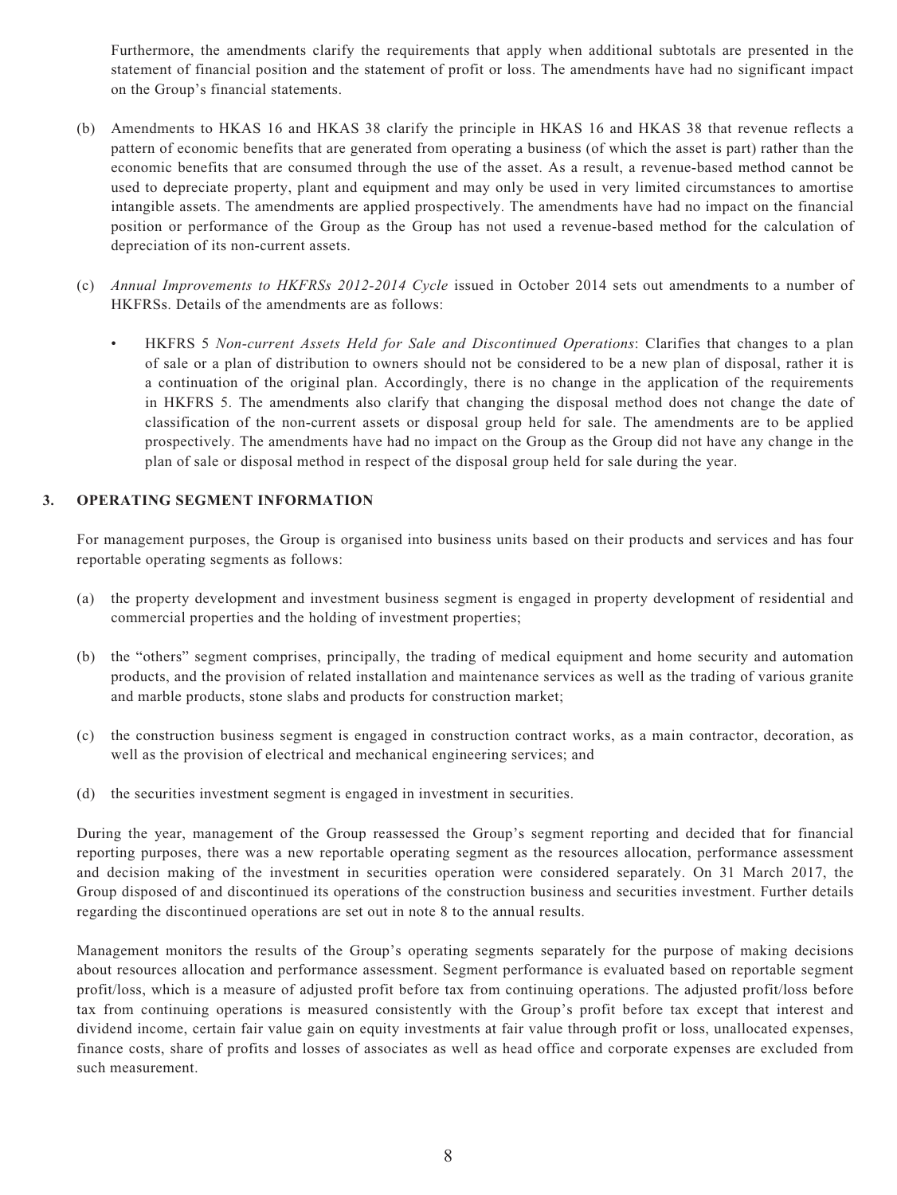Furthermore, the amendments clarify the requirements that apply when additional subtotals are presented in the statement of financial position and the statement of profit or loss. The amendments have had no significant impact on the Group's financial statements.

(b) Amendments to HKAS 16 and HKAS 38 clarify the principle in HKAS 16 and HKAS 38 that revenue reflects a pattern of economic benefits that are generated from operating a business (of which the asset is part) rather than the economic benefits that are consumed through the use of the asset. As a result, a revenue-based method cannot be used to depreciate property, plant and equipment and may only be used in very limited circumstances to amortise intangible assets. The amendments are applied prospectively. The amendments have had no impact on the financial position or performance of the Group as the Group has not used a revenue-based method for the calculation of depreciation of its non-current assets.

(c) *Annual Improvements to HKFRSs 2012-2014 Cycle* issued in October 2014 sets out amendments to a number of HKFRSs. Details of the amendments are as follows:

- HKFRS 5 *Non-current Assets Held for Sale and Discontinued Operations*: Clarifies that changes to a plan of sale or a plan of distribution to owners should not be considered to be a new plan of disposal, rather it is a continuation of the original plan. Accordingly, there is no change in the application of the requirements in HKFRS 5. The amendments also clarify that changing the disposal method does not change the date of classification of the non-current assets or disposal group held for sale. The amendments are to be applied prospectively. The amendments have had no impact on the Group as the Group did not have any change in the plan of sale or disposal method in respect of the disposal group held for sale during the year.

## 3. OPERATING SEGMENT INFORMATION

For management purposes, the Group is organised into business units based on their products and services and has four reportable operating segments as follows:

(a) the property development and investment business segment is engaged in property development of residential and commercial properties and the holding of investment properties;

(b) the "others" segment comprises, principally, the trading of medical equipment and home security and automation products, and the provision of related installation and maintenance services as well as the trading of various granite and marble products, stone slabs and products for construction market;

(c) the construction business segment is engaged in construction contract works, as a main contractor, decoration, as well as the provision of electrical and mechanical engineering services; and

(d) the securities investment segment is engaged in investment in securities.

During the year, management of the Group reassessed the Group's segment reporting and decided that for financial reporting purposes, there was a new reportable operating segment as the resources allocation, performance assessment and decision making of the investment in securities operation were considered separately. On 31 March 2017, the Group disposed of and discontinued its operations of the construction business and securities investment. Further details regarding the discontinued operations are set out in note 8 to the annual results.

Management monitors the results of the Group's operating segments separately for the purpose of making decisions about resources allocation and performance assessment. Segment performance is evaluated based on reportable segment profit/loss, which is a measure of adjusted profit before tax from continuing operations. The adjusted profit/loss before tax from continuing operations is measured consistently with the Group's profit before tax except that interest and dividend income, certain fair value gain on equity investments at fair value through profit or loss, unallocated expenses, finance costs, share of profits and losses of associates as well as head office and corporate expenses are excluded from such measurement.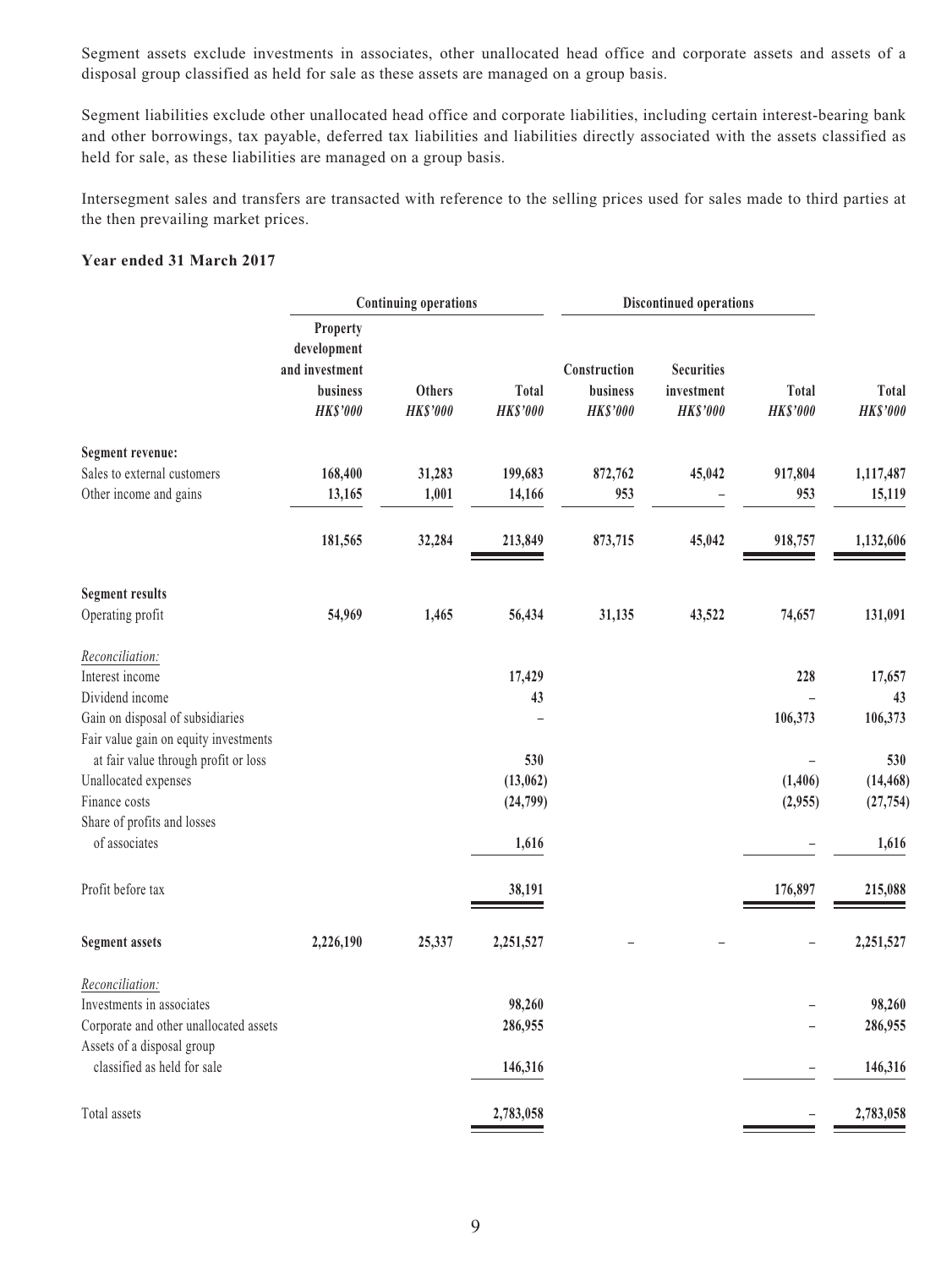Segment assets exclude investments in associates, other unallocated head office and corporate assets and assets of a disposal group classified as held for sale as these assets are managed on a group basis.

Segment liabilities exclude other unallocated head office and corporate liabilities, including certain interest-bearing bank and other borrowings, tax payable, deferred tax liabilities and liabilities directly associated with the assets classified as held for sale, as these liabilities are managed on a group basis.

Intersegment sales and transfers are transacted with reference to the selling prices used for sales made to third parties at the then prevailing market prices.

**Year ended 31 March 2017**

| | Continuing operations | | | Discontinued operations | | | |
|---|---|---|---|---|---|---|---|
| | Property development and investment business *HK$'000* | Others *HK$'000* | Total *HK$'000* | Construction business *HK$'000* | Securities investment *HK$'000* | Total *HK$'000* | Total *HK$'000* |
| **Segment revenue:** | | | | | | | |
| Sales to external customers | 168,400 | 31,283 | 199,683 | 872,762 | 45,042 | 917,804 | 1,117,487 |
| Other income and gains | 13,165 | 1,001 | 14,166 | 953 | – | 953 | 15,119 |
| | 181,565 | 32,284 | 213,849 | 873,715 | 45,042 | 918,757 | 1,132,606 |
| **Segment results** | | | | | | | |
| Operating profit | 54,969 | 1,465 | 56,434 | 31,135 | 43,522 | 74,657 | 131,091 |
| *Reconciliation:* | | | | | | | |
| Interest income | | | 17,429 | | | 228 | 17,657 |
| Dividend income | | | 43 | | | – | 43 |
| Gain on disposal of subsidiaries | | | – | | | 106,373 | 106,373 |
| Fair value gain on equity investments at fair value through profit or loss | | | 530 | | | – | 530 |
| Unallocated expenses | | | (13,062) | | | (1,406) | (14,468) |
| Finance costs | | | (24,799) | | | (2,955) | (27,754) |
| Share of profits and losses of associates | | | 1,616 | | | – | 1,616 |
| Profit before tax | | | 38,191 | | | 176,897 | 215,088 |
| **Segment assets** | 2,226,190 | 25,337 | 2,251,527 | – | – | – | 2,251,527 |
| *Reconciliation:* | | | | | | | |
| Investments in associates | | | 98,260 | | | – | 98,260 |
| Corporate and other unallocated assets | | | 286,955 | | | – | 286,955 |
| Assets of a disposal group classified as held for sale | | | 146,316 | | | – | 146,316 |
| Total assets | | | 2,783,058 | | | – | 2,783,058 |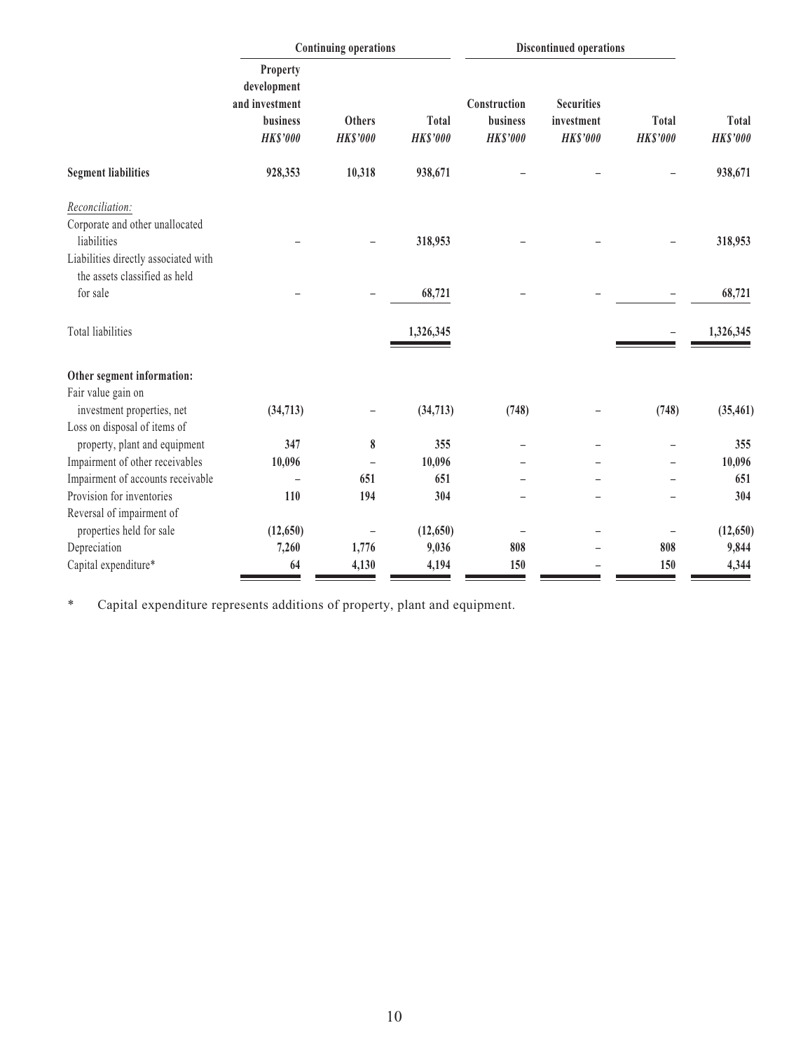| | Continuing operations | | | Discontinued operations | | | |
|---|---|---|---|---|---|---|---|
| | Property development and investment business *HK$'000* | Others *HK$'000* | Total *HK$'000* | Construction business *HK$'000* | Securities investment *HK$'000* | Total *HK$'000* | Total *HK$'000* |
| **Segment liabilities** | 928,353 | 10,318 | 938,671 | – | – | – | 938,671 |
| *Reconciliation:* | | | | | | | |
| Corporate and other unallocated liabilities | – | – | 318,953 | – | – | – | 318,953 |
| Liabilities directly associated with the assets classified as held for sale | – | – | 68,721 | – | – | – | 68,721 |
| Total liabilities | | | 1,326,345 | | | – | 1,326,345 |
| **Other segment information:** | | | | | | | |
| Fair value gain on investment properties, net | (34,713) | – | (34,713) | (748) | – | (748) | (35,461) |
| Loss on disposal of items of property, plant and equipment | 347 | 8 | 355 | – | – | – | 355 |
| Impairment of other receivables | 10,096 | – | 10,096 | – | – | – | 10,096 |
| Impairment of accounts receivable | – | 651 | 651 | – | – | – | 651 |
| Provision for inventories | 110 | 194 | 304 | – | – | – | 304 |
| Reversal of impairment of properties held for sale | (12,650) | – | (12,650) | – | – | – | (12,650) |
| Depreciation | 7,260 | 1,776 | 9,036 | 808 | – | 808 | 9,844 |
| Capital expenditure* | 64 | 4,130 | 4,194 | 150 | – | 150 | 4,344 |

\* Capital expenditure represents additions of property, plant and equipment.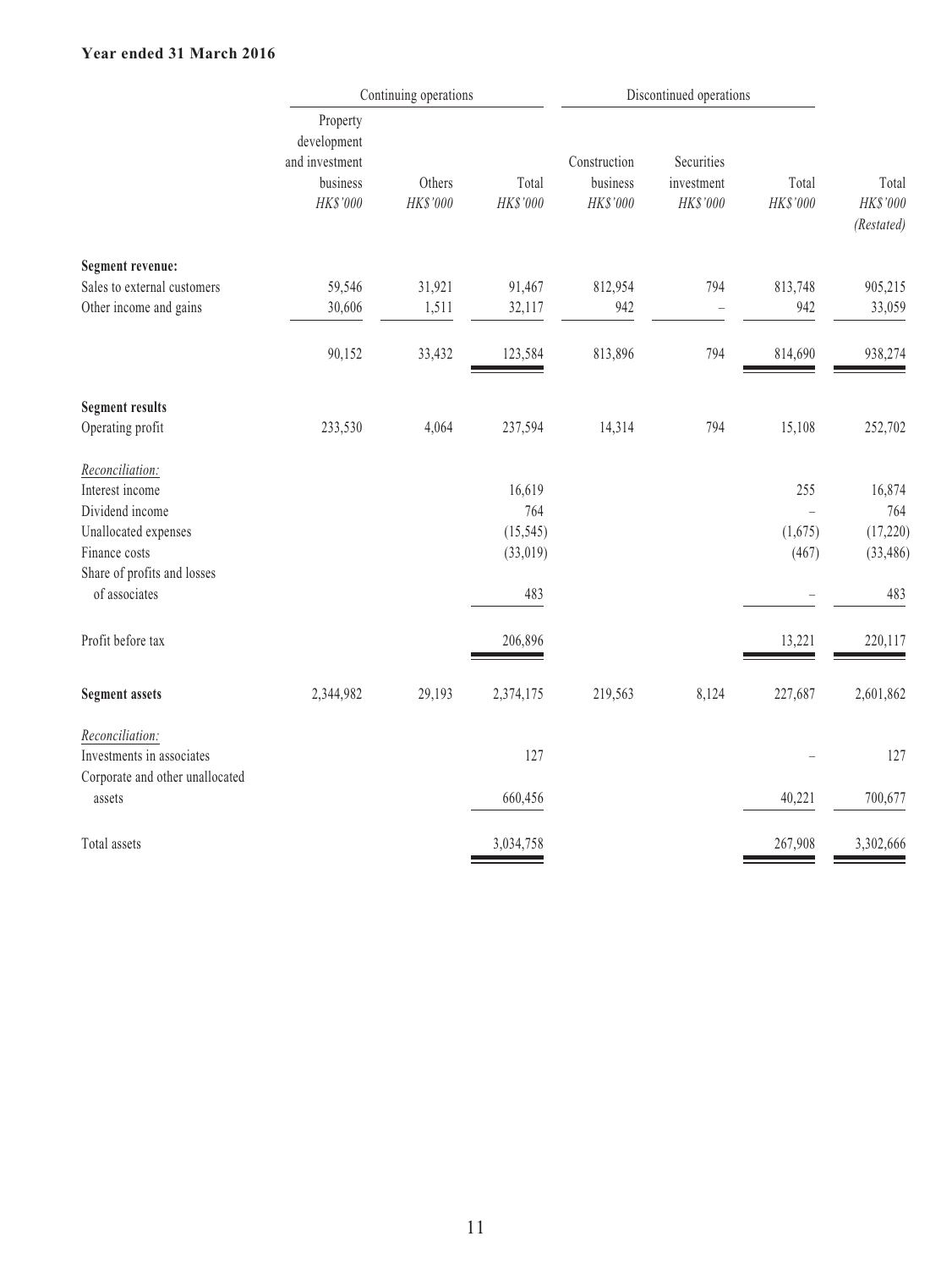**Year ended 31 March 2016**

| | Continuing operations | | | Discontinued operations | | | |
|---|---|---|---|---|---|---|---|
| | Property development and investment business | Others | Total | Construction business | Securities investment | Total | Total |
| | *HK$'000* | *HK$'000* | *HK$'000* | *HK$'000* | *HK$'000* | *HK$'000* | *HK$'000* |
| | | | | | | | *(Restated)* |
| **Segment revenue:** | | | | | | | |
| Sales to external customers | 59,546 | 31,921 | 91,467 | 812,954 | 794 | 813,748 | 905,215 |
| Other income and gains | 30,606 | 1,511 | 32,117 | 942 | – | 942 | 33,059 |
| | 90,152 | 33,432 | 123,584 | 813,896 | 794 | 814,690 | 938,274 |
| **Segment results** | | | | | | | |
| Operating profit | 233,530 | 4,064 | 237,594 | 14,314 | 794 | 15,108 | 252,702 |
| *Reconciliation:* | | | | | | | |
| Interest income | | | 16,619 | | | 255 | 16,874 |
| Dividend income | | | 764 | | | – | 764 |
| Unallocated expenses | | | (15,545) | | | (1,675) | (17,220) |
| Finance costs | | | (33,019) | | | (467) | (33,486) |
| Share of profits and losses of associates | | | 483 | | | – | 483 |
| Profit before tax | | | 206,896 | | | 13,221 | 220,117 |
| **Segment assets** | 2,344,982 | 29,193 | 2,374,175 | 219,563 | 8,124 | 227,687 | 2,601,862 |
| *Reconciliation:* | | | | | | | |
| Investments in associates | | | 127 | | | – | 127 |
| Corporate and other unallocated assets | | | 660,456 | | | 40,221 | 700,677 |
| Total assets | | | 3,034,758 | | | 267,908 | 3,302,666 |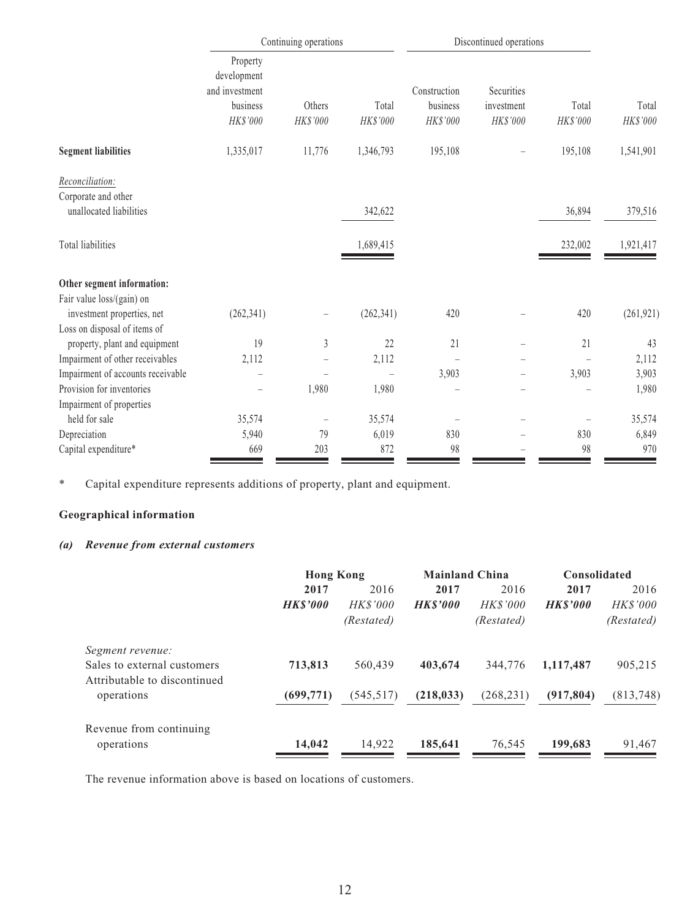| | Continuing operations | | | Discontinued operations | | | |
|---|---|---|---|---|---|---|---|
| | Property development and investment business *HK$'000* | Others *HK$'000* | Total *HK$'000* | Construction business *HK$'000* | Securities investment *HK$'000* | Total *HK$'000* | Total *HK$'000* |
| **Segment liabilities** | 1,335,017 | 11,776 | 1,346,793 | 195,108 | – | 195,108 | 1,541,901 |
| *Reconciliation:* | | | | | | | |
| Corporate and other unallocated liabilities | | | 342,622 | | | 36,894 | 379,516 |
| Total liabilities | | | 1,689,415 | | | 232,002 | 1,921,417 |
| **Other segment information:** | | | | | | | |
| Fair value loss/(gain) on investment properties, net | (262,341) | – | (262,341) | 420 | – | 420 | (261,921) |
| Loss on disposal of items of property, plant and equipment | 19 | 3 | 22 | 21 | – | 21 | 43 |
| Impairment of other receivables | 2,112 | – | 2,112 | – | – | – | 2,112 |
| Impairment of accounts receivable | – | – | – | 3,903 | – | 3,903 | 3,903 |
| Provision for inventories | – | 1,980 | 1,980 | – | – | – | 1,980 |
| Impairment of properties held for sale | 35,574 | – | 35,574 | – | – | – | 35,574 |
| Depreciation | 5,940 | 79 | 6,019 | 830 | – | 830 | 6,849 |
| Capital expenditure* | 669 | 203 | 872 | 98 | – | 98 | 970 |

\* Capital expenditure represents additions of property, plant and equipment.

**Geographical information**

***(a) Revenue from external customers***

| | Hong Kong | | Mainland China | | Consolidated | |
|---|---|---|---|---|---|---|
| | **2017** **HK$'000** | 2016 *HK$'000* *(Restated)* | **2017** **HK$'000** | 2016 *HK$'000* *(Restated)* | **2017** **HK$'000** | 2016 *HK$'000* *(Restated)* |
| *Segment revenue:* | | | | | | |
| Sales to external customers | **713,813** | 560,439 | **403,674** | 344,776 | **1,117,487** | 905,215 |
| Attributable to discontinued operations | **(699,771)** | (545,517) | **(218,033)** | (268,231) | **(917,804)** | (813,748) |
| Revenue from continuing operations | **14,042** | 14,922 | **185,641** | 76,545 | **199,683** | 91,467 |

The revenue information above is based on locations of customers.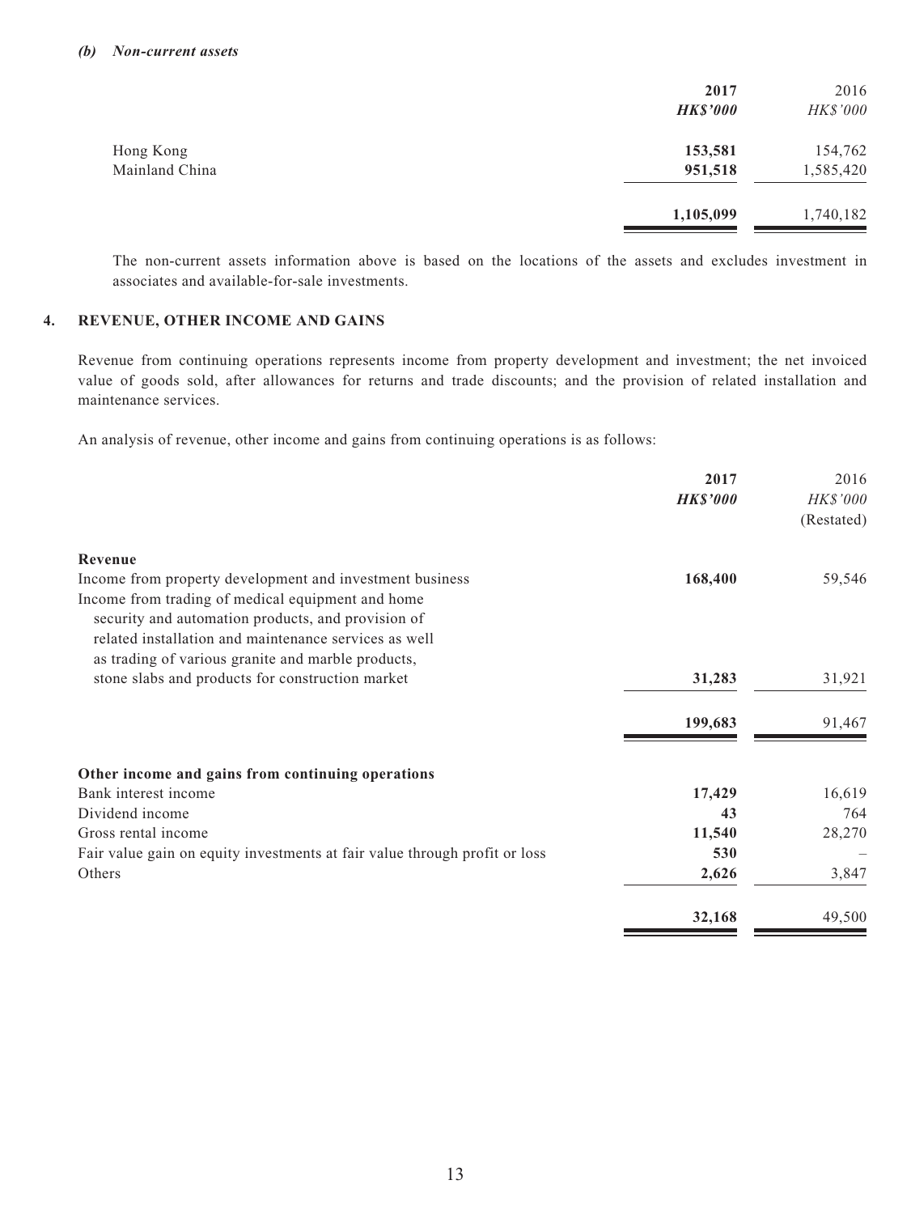***(b) Non-current assets***

| | **2017** | 2016 |
|---|---|---|
| | ***HK$'000*** | *HK$'000* |
| Hong Kong | **153,581** | 154,762 |
| Mainland China | **951,518** | 1,585,420 |
| | **1,105,099** | 1,740,182 |

The non-current assets information above is based on the locations of the assets and excludes investment in associates and available-for-sale investments.

## 4. REVENUE, OTHER INCOME AND GAINS

Revenue from continuing operations represents income from property development and investment; the net invoiced value of goods sold, after allowances for returns and trade discounts; and the provision of related installation and maintenance services.

An analysis of revenue, other income and gains from continuing operations is as follows:

| | **2017** | 2016 |
|---|---|---|
| | ***HK$'000*** | *HK$'000* |
| | | (Restated) |
| **Revenue** | | |
| Income from property development and investment business | **168,400** | 59,546 |
| Income from trading of medical equipment and home security and automation products, and provision of related installation and maintenance services as well as trading of various granite and marble products, stone slabs and products for construction market | **31,283** | 31,921 |
| | **199,683** | 91,467 |
| **Other income and gains from continuing operations** | | |
| Bank interest income | **17,429** | 16,619 |
| Dividend income | **43** | 764 |
| Gross rental income | **11,540** | 28,270 |
| Fair value gain on equity investments at fair value through profit or loss | **530** | – |
| Others | **2,626** | 3,847 |
| | **32,168** | 49,500 |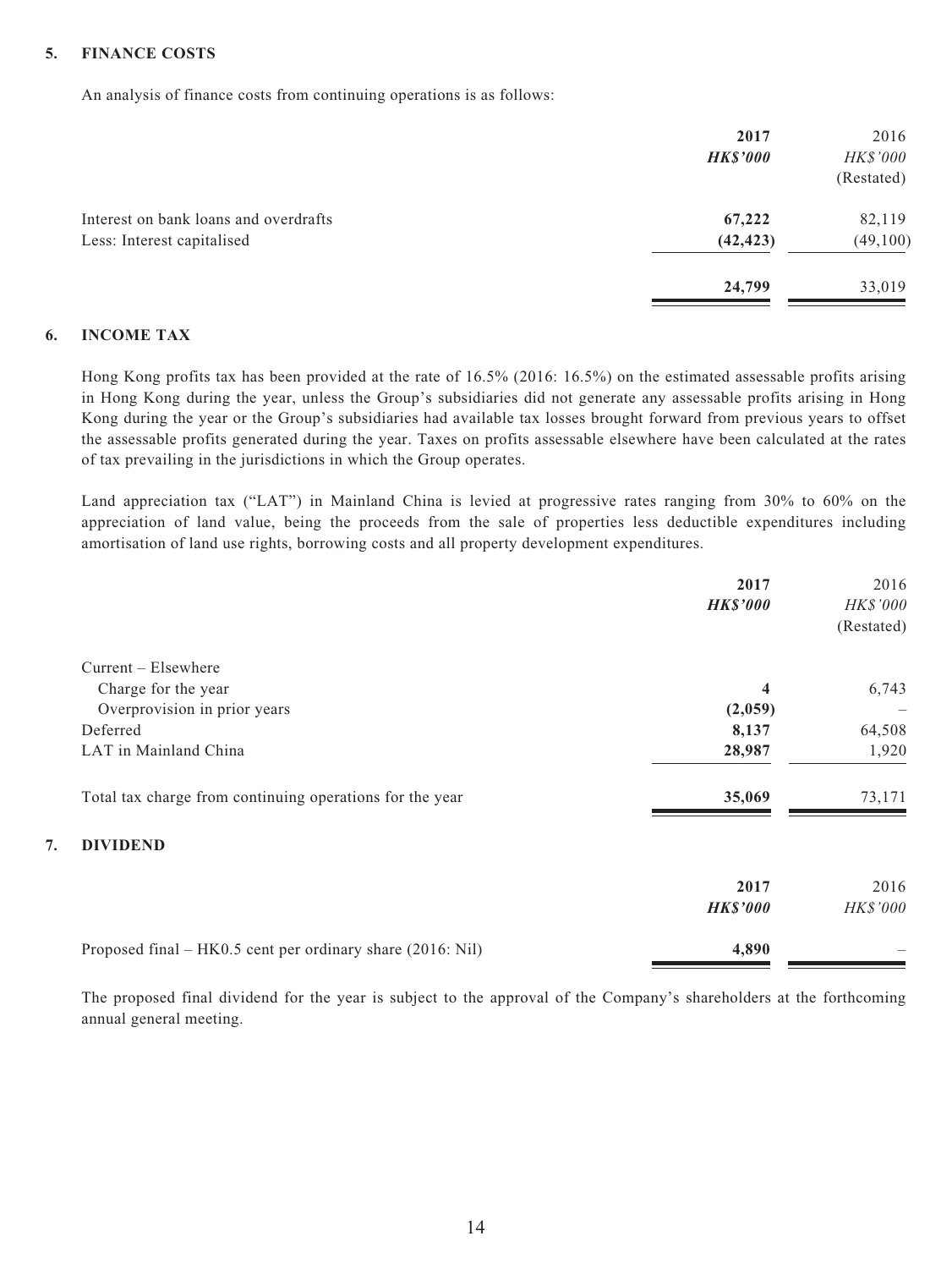## 5. FINANCE COSTS

An analysis of finance costs from continuing operations is as follows:

| | 2017 | 2016 |
|---|---|---|
| | ***HK$'000*** | *HK$'000* |
| | | (Restated) |
| Interest on bank loans and overdrafts | **67,222** | 82,119 |
| Less: Interest capitalised | **(42,423)** | (49,100) |
| | **24,799** | 33,019 |

## 6. INCOME TAX

Hong Kong profits tax has been provided at the rate of 16.5% (2016: 16.5%) on the estimated assessable profits arising in Hong Kong during the year, unless the Group's subsidiaries did not generate any assessable profits arising in Hong Kong during the year or the Group's subsidiaries had available tax losses brought forward from previous years to offset the assessable profits generated during the year. Taxes on profits assessable elsewhere have been calculated at the rates of tax prevailing in the jurisdictions in which the Group operates.

Land appreciation tax ("LAT") in Mainland China is levied at progressive rates ranging from 30% to 60% on the appreciation of land value, being the proceeds from the sale of properties less deductible expenditures including amortisation of land use rights, borrowing costs and all property development expenditures.

| | 2017 | 2016 |
|---|---|---|
| | ***HK$'000*** | *HK$'000* |
| | | (Restated) |
| Current – Elsewhere | | |
| Charge for the year | **4** | 6,743 |
| Overprovision in prior years | **(2,059)** | – |
| Deferred | **8,137** | 64,508 |
| LAT in Mainland China | **28,987** | 1,920 |
| Total tax charge from continuing operations for the year | **35,069** | 73,171 |

## 7. DIVIDEND

| | 2017 | 2016 |
|---|---|---|
| | ***HK$'000*** | *HK$'000* |
| Proposed final – HK0.5 cent per ordinary share (2016: Nil) | **4,890** | – |

The proposed final dividend for the year is subject to the approval of the Company's shareholders at the forthcoming annual general meeting.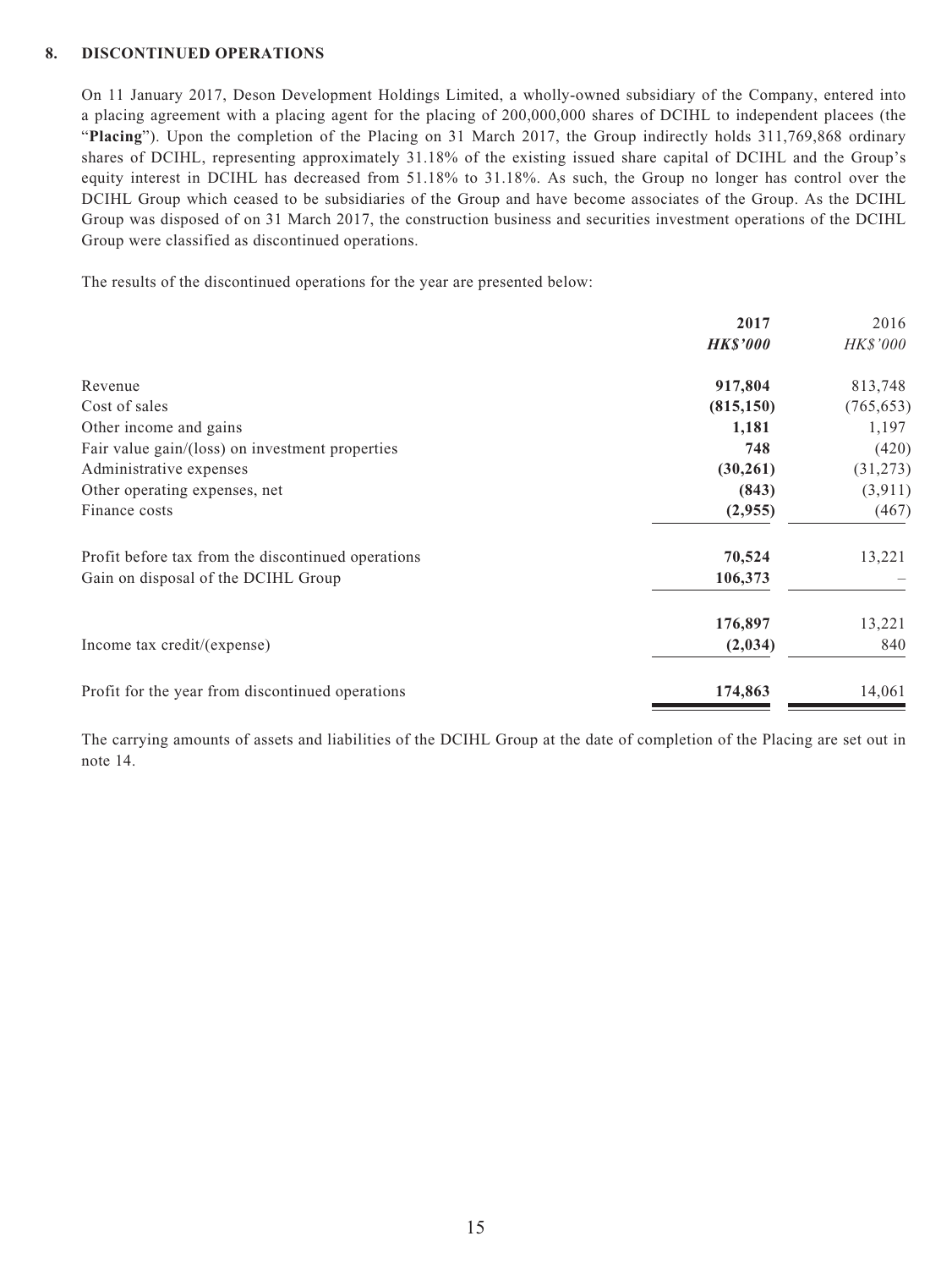## 8. DISCONTINUED OPERATIONS

On 11 January 2017, Deson Development Holdings Limited, a wholly-owned subsidiary of the Company, entered into a placing agreement with a placing agent for the placing of 200,000,000 shares of DCIHL to independent placees (the "**Placing**"). Upon the completion of the Placing on 31 March 2017, the Group indirectly holds 311,769,868 ordinary shares of DCIHL, representing approximately 31.18% of the existing issued share capital of DCIHL and the Group's equity interest in DCIHL has decreased from 51.18% to 31.18%. As such, the Group no longer has control over the DCIHL Group which ceased to be subsidiaries of the Group and have become associates of the Group. As the DCIHL Group was disposed of on 31 March 2017, the construction business and securities investment operations of the DCIHL Group were classified as discontinued operations.

The results of the discontinued operations for the year are presented below:

| | **2017** | 2016 |
|---|---|---|
| | ***HK$'000*** | *HK$'000* |
| Revenue | **917,804** | 813,748 |
| Cost of sales | **(815,150)** | (765,653) |
| Other income and gains | **1,181** | 1,197 |
| Fair value gain/(loss) on investment properties | **748** | (420) |
| Administrative expenses | **(30,261)** | (31,273) |
| Other operating expenses, net | **(843)** | (3,911) |
| Finance costs | **(2,955)** | (467) |
| Profit before tax from the discontinued operations | **70,524** | 13,221 |
| Gain on disposal of the DCIHL Group | **106,373** | – |
| | **176,897** | 13,221 |
| Income tax credit/(expense) | **(2,034)** | 840 |
| Profit for the year from discontinued operations | **174,863** | 14,061 |

The carrying amounts of assets and liabilities of the DCIHL Group at the date of completion of the Placing are set out in note 14.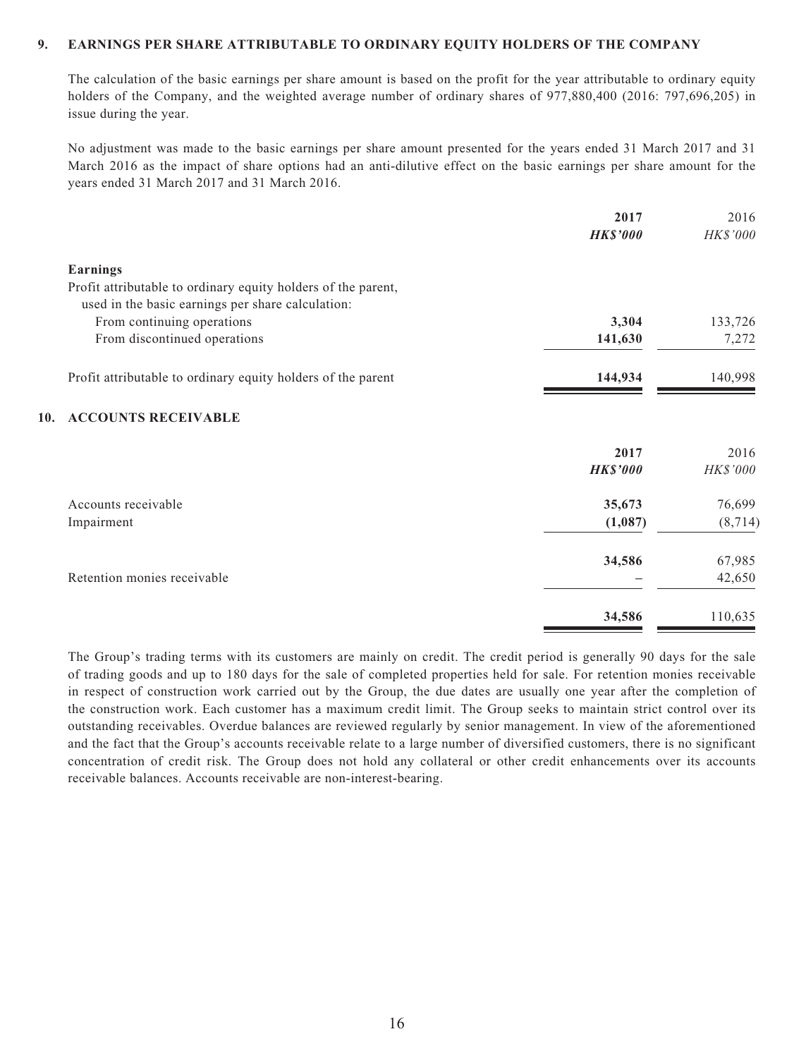## 9. EARNINGS PER SHARE ATTRIBUTABLE TO ORDINARY EQUITY HOLDERS OF THE COMPANY

The calculation of the basic earnings per share amount is based on the profit for the year attributable to ordinary equity holders of the Company, and the weighted average number of ordinary shares of 977,880,400 (2016: 797,696,205) in issue during the year.

No adjustment was made to the basic earnings per share amount presented for the years ended 31 March 2017 and 31 March 2016 as the impact of share options had an anti-dilutive effect on the basic earnings per share amount for the years ended 31 March 2017 and 31 March 2016.

| | **2017** | 2016 |
|---|---|---|
| | ***HK$'000*** | *HK$'000* |
| **Earnings** | | |
| Profit attributable to ordinary equity holders of the parent, used in the basic earnings per share calculation: | | |
| From continuing operations | **3,304** | 133,726 |
| From discontinued operations | **141,630** | 7,272 |
| Profit attributable to ordinary equity holders of the parent | **144,934** | 140,998 |

## 10. ACCOUNTS RECEIVABLE

| | **2017** | 2016 |
|---|---|---|
| | ***HK$'000*** | *HK$'000* |
| Accounts receivable | **35,673** | 76,699 |
| Impairment | **(1,087)** | (8,714) |
| | **34,586** | 67,985 |
| Retention monies receivable | **–** | 42,650 |
| | **34,586** | 110,635 |

The Group's trading terms with its customers are mainly on credit. The credit period is generally 90 days for the sale of trading goods and up to 180 days for the sale of completed properties held for sale. For retention monies receivable in respect of construction work carried out by the Group, the due dates are usually one year after the completion of the construction work. Each customer has a maximum credit limit. The Group seeks to maintain strict control over its outstanding receivables. Overdue balances are reviewed regularly by senior management. In view of the aforementioned and the fact that the Group's accounts receivable relate to a large number of diversified customers, there is no significant concentration of credit risk. The Group does not hold any collateral or other credit enhancements over its accounts receivable balances. Accounts receivable are non-interest-bearing.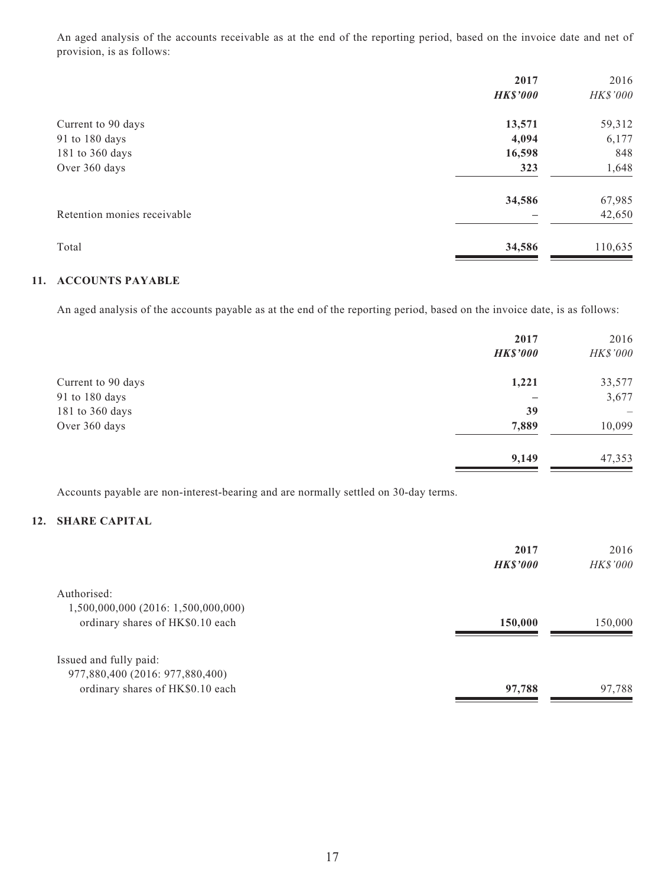An aged analysis of the accounts receivable as at the end of the reporting period, based on the invoice date and net of provision, is as follows:

| | 2017 | 2016 |
|---|---|---|
| | ***HK$'000*** | *HK$'000* |
| Current to 90 days | **13,571** | 59,312 |
| 91 to 180 days | **4,094** | 6,177 |
| 181 to 360 days | **16,598** | 848 |
| Over 360 days | **323** | 1,648 |
| | **34,586** | 67,985 |
| Retention monies receivable | **–** | 42,650 |
| Total | **34,586** | 110,635 |

## 11. ACCOUNTS PAYABLE

An aged analysis of the accounts payable as at the end of the reporting period, based on the invoice date, is as follows:

| | 2017 | 2016 |
|---|---|---|
| | ***HK$'000*** | *HK$'000* |
| Current to 90 days | **1,221** | 33,577 |
| 91 to 180 days | **–** | 3,677 |
| 181 to 360 days | **39** | – |
| Over 360 days | **7,889** | 10,099 |
| | **9,149** | 47,353 |

Accounts payable are non-interest-bearing and are normally settled on 30-day terms.

## 12. SHARE CAPITAL

| | 2017 | 2016 |
|---|---|---|
| | ***HK$'000*** | *HK$'000* |
| Authorised: | | |
| 1,500,000,000 (2016: 1,500,000,000) ordinary shares of HK$0.10 each | **150,000** | 150,000 |
| Issued and fully paid: | | |
| 977,880,400 (2016: 977,880,400) ordinary shares of HK$0.10 each | **97,788** | 97,788 |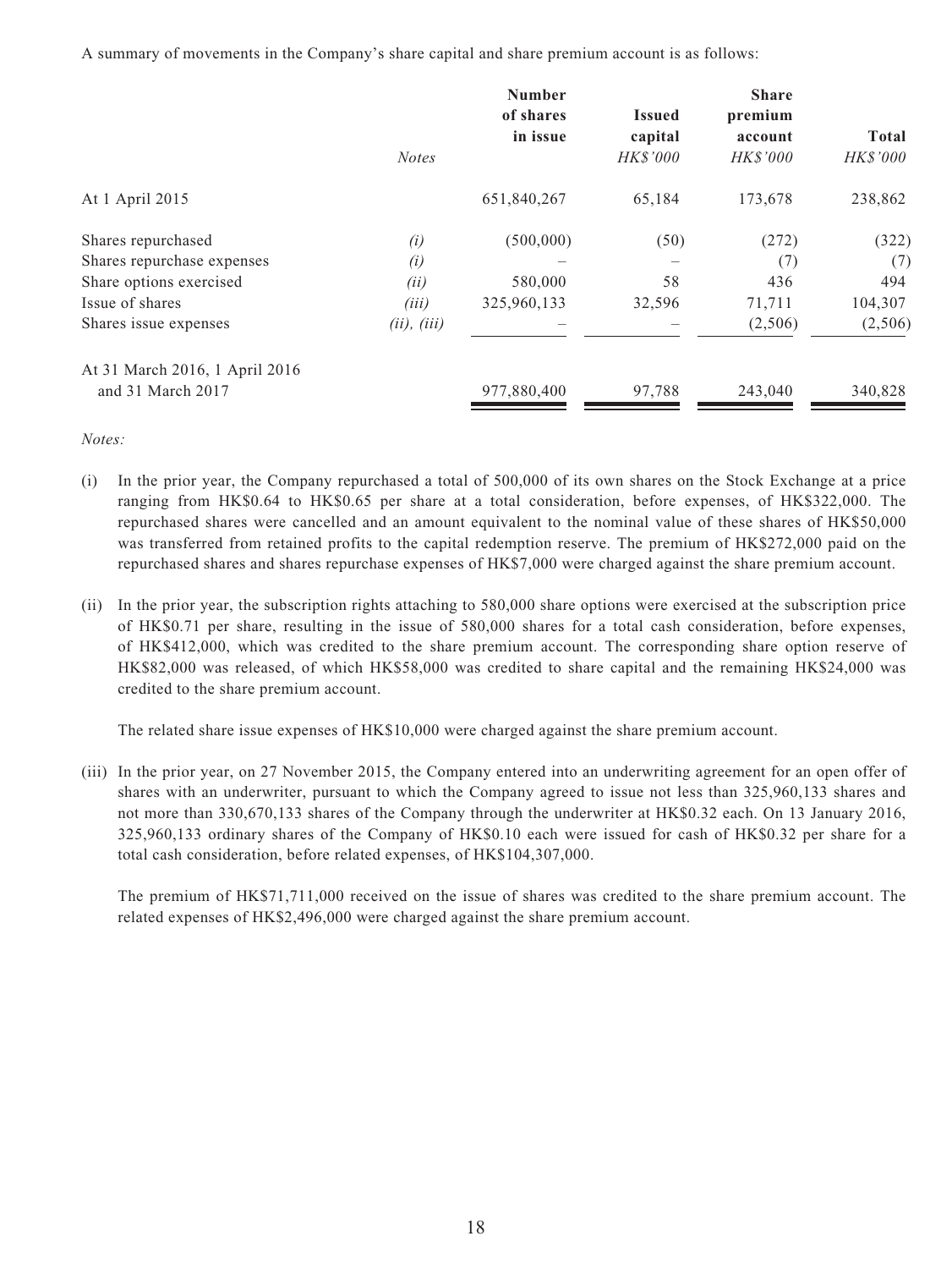A summary of movements in the Company's share capital and share premium account is as follows:

| | *Notes* | Number of shares in issue | Issued capital *HK$'000* | Share premium account *HK$'000* | Total *HK$'000* |
|---|---|---|---|---|---|
| At 1 April 2015 | | 651,840,267 | 65,184 | 173,678 | 238,862 |
| Shares repurchased | *(i)* | (500,000) | (50) | (272) | (322) |
| Shares repurchase expenses | *(i)* | – | – | (7) | (7) |
| Share options exercised | *(ii)* | 580,000 | 58 | 436 | 494 |
| Issue of shares | *(iii)* | 325,960,133 | 32,596 | 71,711 | 104,307 |
| Shares issue expenses | *(ii), (iii)* | – | – | (2,506) | (2,506) |
| At 31 March 2016, 1 April 2016 and 31 March 2017 | | 977,880,400 | 97,788 | 243,040 | 340,828 |

*Notes:*

(i) In the prior year, the Company repurchased a total of 500,000 of its own shares on the Stock Exchange at a price ranging from HK$0.64 to HK$0.65 per share at a total consideration, before expenses, of HK$322,000. The repurchased shares were cancelled and an amount equivalent to the nominal value of these shares of HK$50,000 was transferred from retained profits to the capital redemption reserve. The premium of HK$272,000 paid on the repurchased shares and shares repurchase expenses of HK$7,000 were charged against the share premium account.

(ii) In the prior year, the subscription rights attaching to 580,000 share options were exercised at the subscription price of HK$0.71 per share, resulting in the issue of 580,000 shares for a total cash consideration, before expenses, of HK$412,000, which was credited to the share premium account. The corresponding share option reserve of HK$82,000 was released, of which HK$58,000 was credited to share capital and the remaining HK$24,000 was credited to the share premium account.

The related share issue expenses of HK$10,000 were charged against the share premium account.

(iii) In the prior year, on 27 November 2015, the Company entered into an underwriting agreement for an open offer of shares with an underwriter, pursuant to which the Company agreed to issue not less than 325,960,133 shares and not more than 330,670,133 shares of the Company through the underwriter at HK$0.32 each. On 13 January 2016, 325,960,133 ordinary shares of the Company of HK$0.10 each were issued for cash of HK$0.32 per share for a total cash consideration, before related expenses, of HK$104,307,000.

The premium of HK$71,711,000 received on the issue of shares was credited to the share premium account. The related expenses of HK$2,496,000 were charged against the share premium account.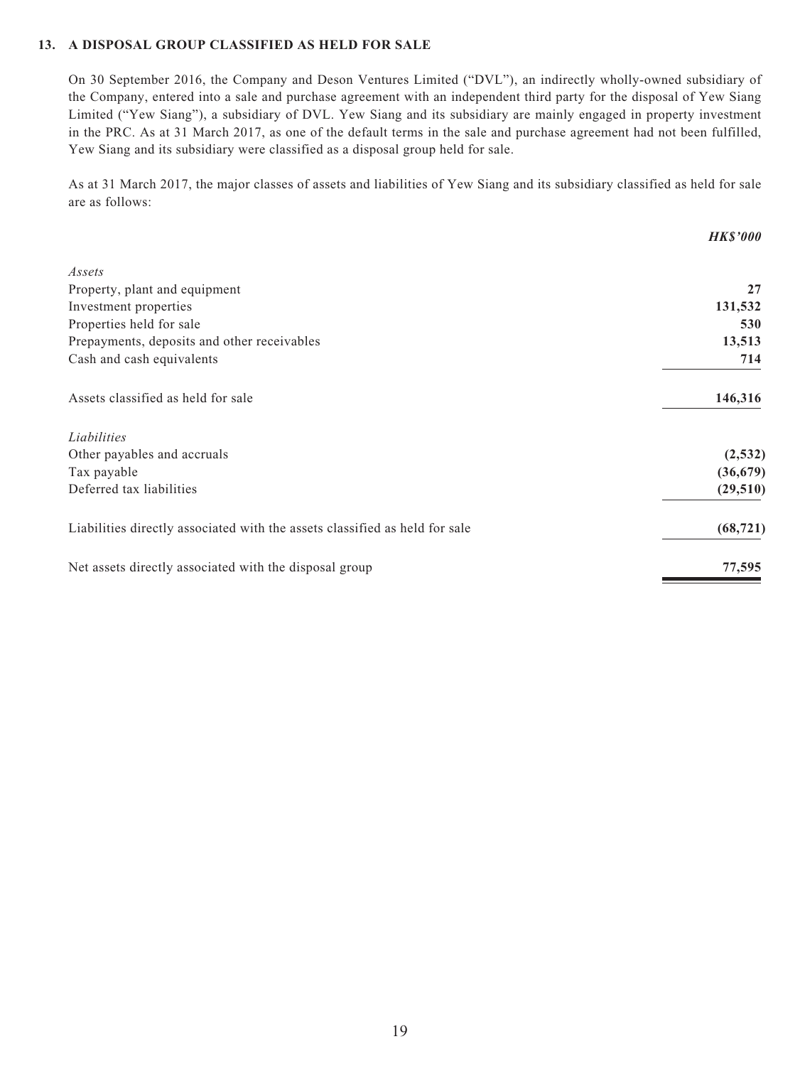### 13. A DISPOSAL GROUP CLASSIFIED AS HELD FOR SALE

On 30 September 2016, the Company and Deson Ventures Limited ("DVL"), an indirectly wholly-owned subsidiary of the Company, entered into a sale and purchase agreement with an independent third party for the disposal of Yew Siang Limited ("Yew Siang"), a subsidiary of DVL. Yew Siang and its subsidiary are mainly engaged in property investment in the PRC. As at 31 March 2017, as one of the default terms in the sale and purchase agreement had not been fulfilled, Yew Siang and its subsidiary were classified as a disposal group held for sale.

As at 31 March 2017, the major classes of assets and liabilities of Yew Siang and its subsidiary classified as held for sale are as follows:

| | ***HK$'000*** |
|---|---|
| *Assets* | |
| Property, plant and equipment | **27** |
| Investment properties | **131,532** |
| Properties held for sale | **530** |
| Prepayments, deposits and other receivables | **13,513** |
| Cash and cash equivalents | **714** |
| Assets classified as held for sale | **146,316** |
| *Liabilities* | |
| Other payables and accruals | **(2,532)** |
| Tax payable | **(36,679)** |
| Deferred tax liabilities | **(29,510)** |
| Liabilities directly associated with the assets classified as held for sale | **(68,721)** |
| Net assets directly associated with the disposal group | **77,595** |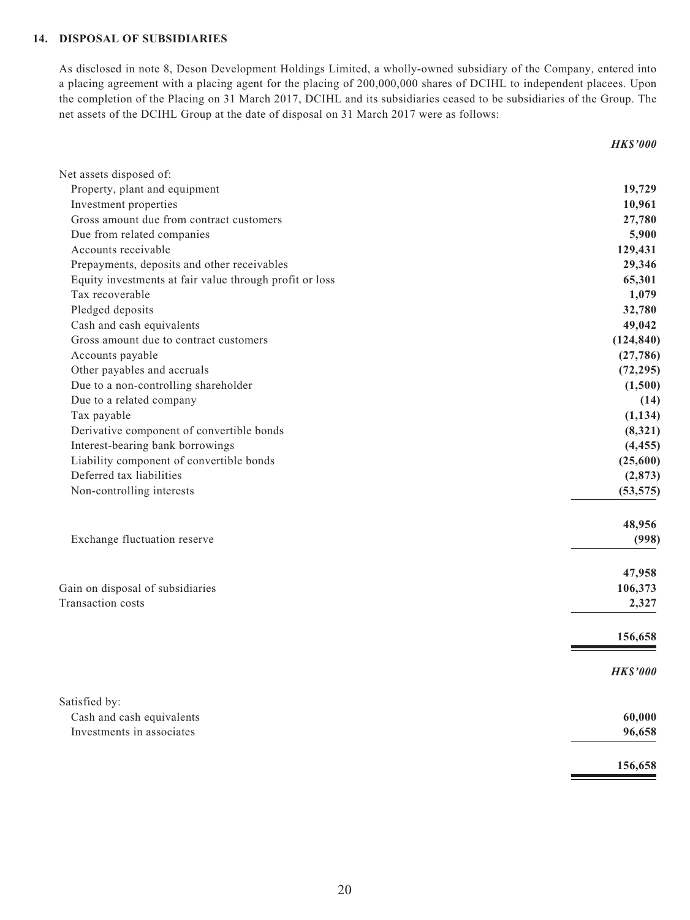### 14. DISPOSAL OF SUBSIDIARIES

As disclosed in note 8, Deson Development Holdings Limited, a wholly-owned subsidiary of the Company, entered into a placing agreement with a placing agent for the placing of 200,000,000 shares of DCIHL to independent placees. Upon the completion of the Placing on 31 March 2017, DCIHL and its subsidiaries ceased to be subsidiaries of the Group. The net assets of the DCIHL Group at the date of disposal on 31 March 2017 were as follows:

| | ***HK$'000*** |
|---|---|
| Net assets disposed of: | |
| Property, plant and equipment | **19,729** |
| Investment properties | **10,961** |
| Gross amount due from contract customers | **27,780** |
| Due from related companies | **5,900** |
| Accounts receivable | **129,431** |
| Prepayments, deposits and other receivables | **29,346** |
| Equity investments at fair value through profit or loss | **65,301** |
| Tax recoverable | **1,079** |
| Pledged deposits | **32,780** |
| Cash and cash equivalents | **49,042** |
| Gross amount due to contract customers | **(124,840)** |
| Accounts payable | **(27,786)** |
| Other payables and accruals | **(72,295)** |
| Due to a non-controlling shareholder | **(1,500)** |
| Due to a related company | **(14)** |
| Tax payable | **(1,134)** |
| Derivative component of convertible bonds | **(8,321)** |
| Interest-bearing bank borrowings | **(4,455)** |
| Liability component of convertible bonds | **(25,600)** |
| Deferred tax liabilities | **(2,873)** |
| Non-controlling interests | **(53,575)** |
| | **48,956** |
| Exchange fluctuation reserve | **(998)** |
| | **47,958** |
| Gain on disposal of subsidiaries | **106,373** |
| Transaction costs | **2,327** |
| | **156,658** |

| | ***HK$'000*** |
|---|---|
| Satisfied by: | |
| Cash and cash equivalents | **60,000** |
| Investments in associates | **96,658** |
| | **156,658** |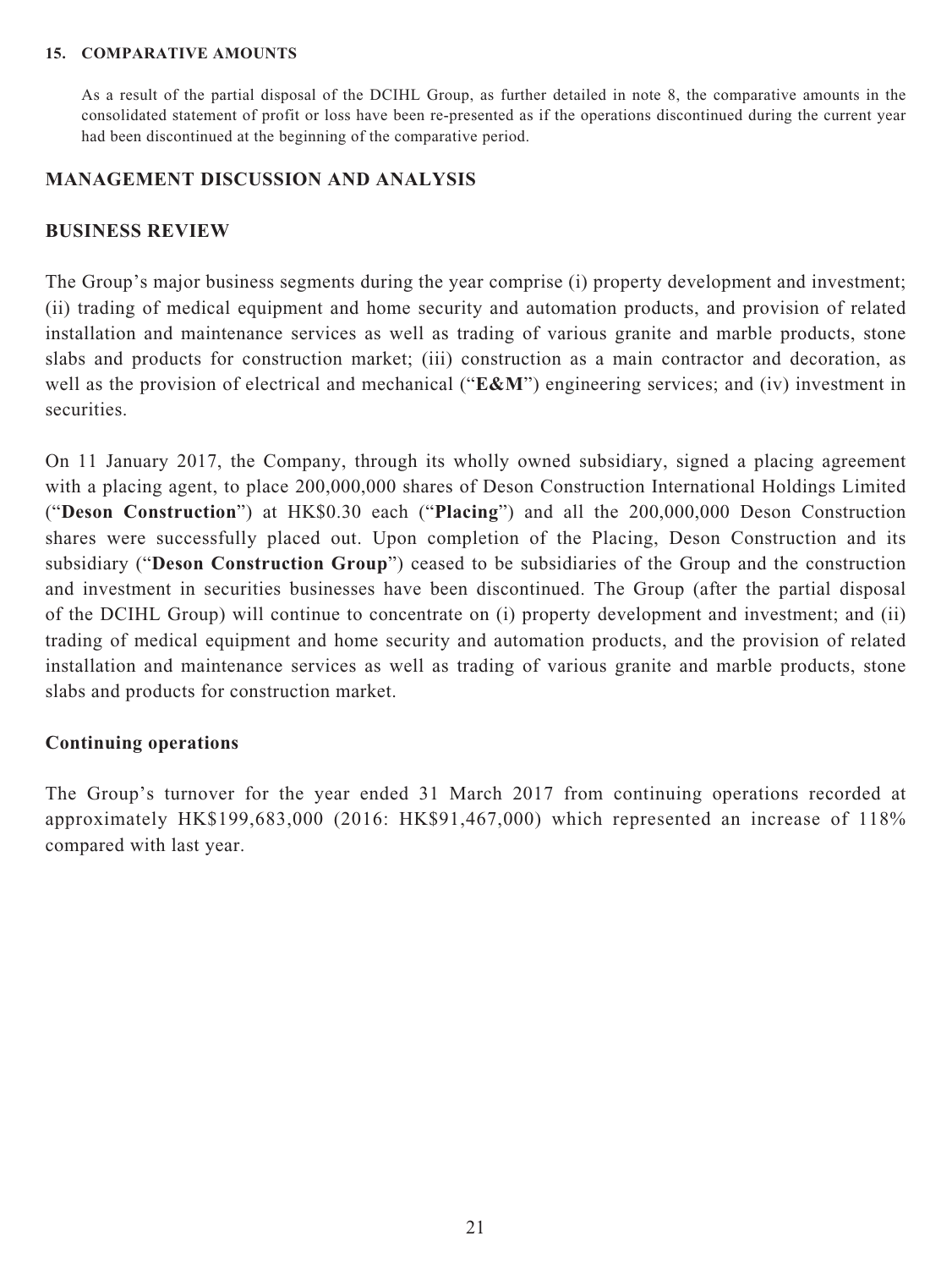### 15. COMPARATIVE AMOUNTS

As a result of the partial disposal of the DCIHL Group, as further detailed in note 8, the comparative amounts in the consolidated statement of profit or loss have been re-presented as if the operations discontinued during the current year had been discontinued at the beginning of the comparative period.

## MANAGEMENT DISCUSSION AND ANALYSIS

## BUSINESS REVIEW

The Group's major business segments during the year comprise (i) property development and investment; (ii) trading of medical equipment and home security and automation products, and provision of related installation and maintenance services as well as trading of various granite and marble products, stone slabs and products for construction market; (iii) construction as a main contractor and decoration, as well as the provision of electrical and mechanical ("**E&M**") engineering services; and (iv) investment in securities.

On 11 January 2017, the Company, through its wholly owned subsidiary, signed a placing agreement with a placing agent, to place 200,000,000 shares of Deson Construction International Holdings Limited ("**Deson Construction**") at HK$0.30 each ("**Placing**") and all the 200,000,000 Deson Construction shares were successfully placed out. Upon completion of the Placing, Deson Construction and its subsidiary ("**Deson Construction Group**") ceased to be subsidiaries of the Group and the construction and investment in securities businesses have been discontinued. The Group (after the partial disposal of the DCIHL Group) will continue to concentrate on (i) property development and investment; and (ii) trading of medical equipment and home security and automation products, and the provision of related installation and maintenance services as well as trading of various granite and marble products, stone slabs and products for construction market.

### Continuing operations

The Group's turnover for the year ended 31 March 2017 from continuing operations recorded at approximately HK$199,683,000 (2016: HK$91,467,000) which represented an increase of 118% compared with last year.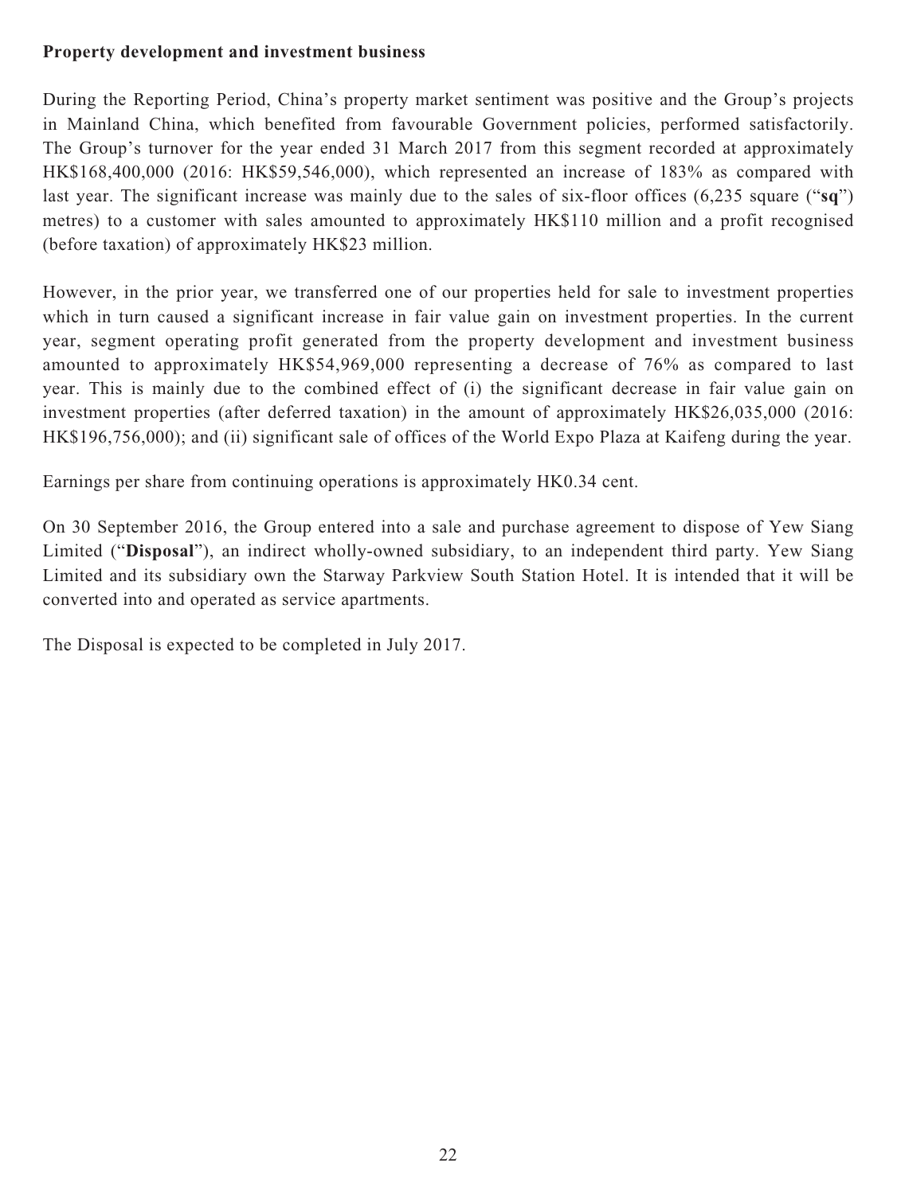**Property development and investment business**

During the Reporting Period, China's property market sentiment was positive and the Group's projects in Mainland China, which benefited from favourable Government policies, performed satisfactorily. The Group's turnover for the year ended 31 March 2017 from this segment recorded at approximately HK$168,400,000 (2016: HK$59,546,000), which represented an increase of 183% as compared with last year. The significant increase was mainly due to the sales of six-floor offices (6,235 square ("**sq**") metres) to a customer with sales amounted to approximately HK$110 million and a profit recognised (before taxation) of approximately HK$23 million.

However, in the prior year, we transferred one of our properties held for sale to investment properties which in turn caused a significant increase in fair value gain on investment properties. In the current year, segment operating profit generated from the property development and investment business amounted to approximately HK$54,969,000 representing a decrease of 76% as compared to last year. This is mainly due to the combined effect of (i) the significant decrease in fair value gain on investment properties (after deferred taxation) in the amount of approximately HK$26,035,000 (2016: HK$196,756,000); and (ii) significant sale of offices of the World Expo Plaza at Kaifeng during the year.

Earnings per share from continuing operations is approximately HK0.34 cent.

On 30 September 2016, the Group entered into a sale and purchase agreement to dispose of Yew Siang Limited ("**Disposal**"), an indirect wholly-owned subsidiary, to an independent third party. Yew Siang Limited and its subsidiary own the Starway Parkview South Station Hotel. It is intended that it will be converted into and operated as service apartments.

The Disposal is expected to be completed in July 2017.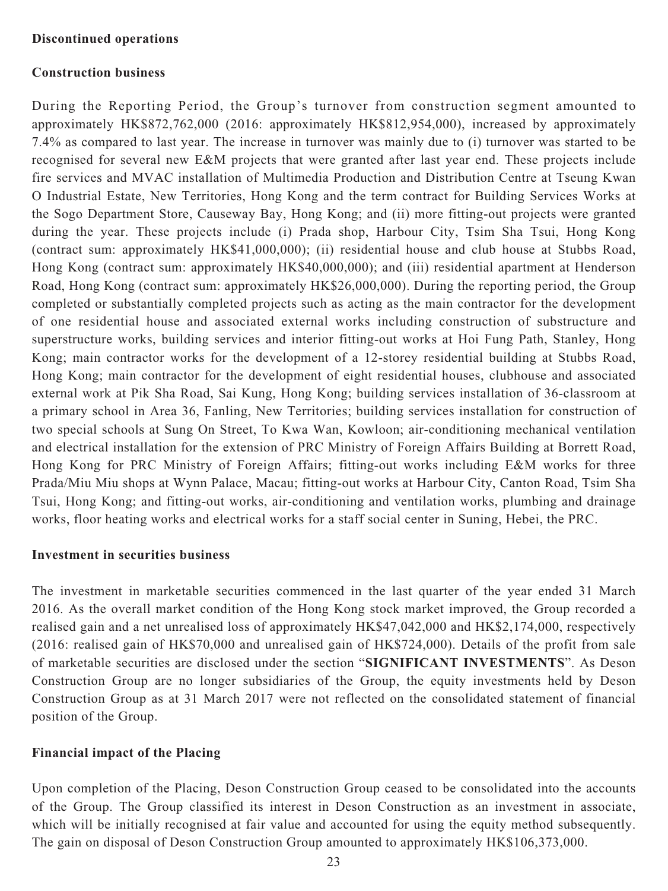**Discontinued operations**

**Construction business**

During the Reporting Period, the Group's turnover from construction segment amounted to approximately HK$872,762,000 (2016: approximately HK$812,954,000), increased by approximately 7.4% as compared to last year. The increase in turnover was mainly due to (i) turnover was started to be recognised for several new E&M projects that were granted after last year end. These projects include fire services and MVAC installation of Multimedia Production and Distribution Centre at Tseung Kwan O Industrial Estate, New Territories, Hong Kong and the term contract for Building Services Works at the Sogo Department Store, Causeway Bay, Hong Kong; and (ii) more fitting-out projects were granted during the year. These projects include (i) Prada shop, Harbour City, Tsim Sha Tsui, Hong Kong (contract sum: approximately HK$41,000,000); (ii) residential house and club house at Stubbs Road, Hong Kong (contract sum: approximately HK$40,000,000); and (iii) residential apartment at Henderson Road, Hong Kong (contract sum: approximately HK$26,000,000). During the reporting period, the Group completed or substantially completed projects such as acting as the main contractor for the development of one residential house and associated external works including construction of substructure and superstructure works, building services and interior fitting-out works at Hoi Fung Path, Stanley, Hong Kong; main contractor works for the development of a 12-storey residential building at Stubbs Road, Hong Kong; main contractor for the development of eight residential houses, clubhouse and associated external work at Pik Sha Road, Sai Kung, Hong Kong; building services installation of 36-classroom at a primary school in Area 36, Fanling, New Territories; building services installation for construction of two special schools at Sung On Street, To Kwa Wan, Kowloon; air-conditioning mechanical ventilation and electrical installation for the extension of PRC Ministry of Foreign Affairs Building at Borrett Road, Hong Kong for PRC Ministry of Foreign Affairs; fitting-out works including E&M works for three Prada/Miu Miu shops at Wynn Palace, Macau; fitting-out works at Harbour City, Canton Road, Tsim Sha Tsui, Hong Kong; and fitting-out works, air-conditioning and ventilation works, plumbing and drainage works, floor heating works and electrical works for a staff social center in Suning, Hebei, the PRC.

**Investment in securities business**

The investment in marketable securities commenced in the last quarter of the year ended 31 March 2016. As the overall market condition of the Hong Kong stock market improved, the Group recorded a realised gain and a net unrealised loss of approximately HK$47,042,000 and HK$2,174,000, respectively (2016: realised gain of HK$70,000 and unrealised gain of HK$724,000). Details of the profit from sale of marketable securities are disclosed under the section "**SIGNIFICANT INVESTMENTS**". As Deson Construction Group are no longer subsidiaries of the Group, the equity investments held by Deson Construction Group as at 31 March 2017 were not reflected on the consolidated statement of financial position of the Group.

**Financial impact of the Placing**

Upon completion of the Placing, Deson Construction Group ceased to be consolidated into the accounts of the Group. The Group classified its interest in Deson Construction as an investment in associate, which will be initially recognised at fair value and accounted for using the equity method subsequently. The gain on disposal of Deson Construction Group amounted to approximately HK$106,373,000.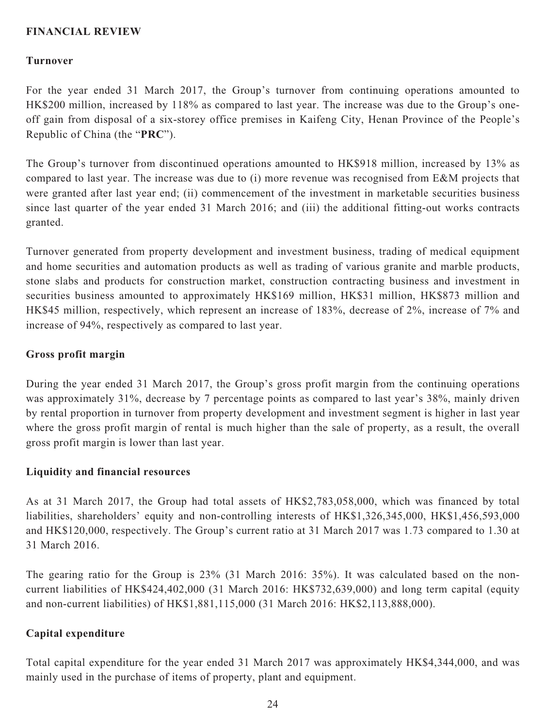## FINANCIAL REVIEW

### Turnover

For the year ended 31 March 2017, the Group's turnover from continuing operations amounted to HK$200 million, increased by 118% as compared to last year. The increase was due to the Group's one-off gain from disposal of a six-storey office premises in Kaifeng City, Henan Province of the People's Republic of China (the "**PRC**").

The Group's turnover from discontinued operations amounted to HK$918 million, increased by 13% as compared to last year. The increase was due to (i) more revenue was recognised from E&M projects that were granted after last year end; (ii) commencement of the investment in marketable securities business since last quarter of the year ended 31 March 2016; and (iii) the additional fitting-out works contracts granted.

Turnover generated from property development and investment business, trading of medical equipment and home securities and automation products as well as trading of various granite and marble products, stone slabs and products for construction market, construction contracting business and investment in securities business amounted to approximately HK$169 million, HK$31 million, HK$873 million and HK$45 million, respectively, which represent an increase of 183%, decrease of 2%, increase of 7% and increase of 94%, respectively as compared to last year.

### Gross profit margin

During the year ended 31 March 2017, the Group's gross profit margin from the continuing operations was approximately 31%, decrease by 7 percentage points as compared to last year's 38%, mainly driven by rental proportion in turnover from property development and investment segment is higher in last year where the gross profit margin of rental is much higher than the sale of property, as a result, the overall gross profit margin is lower than last year.

### Liquidity and financial resources

As at 31 March 2017, the Group had total assets of HK$2,783,058,000, which was financed by total liabilities, shareholders' equity and non-controlling interests of HK$1,326,345,000, HK$1,456,593,000 and HK$120,000, respectively. The Group's current ratio at 31 March 2017 was 1.73 compared to 1.30 at 31 March 2016.

The gearing ratio for the Group is 23% (31 March 2016: 35%). It was calculated based on the non-current liabilities of HK$424,402,000 (31 March 2016: HK$732,639,000) and long term capital (equity and non-current liabilities) of HK$1,881,115,000 (31 March 2016: HK$2,113,888,000).

### Capital expenditure

Total capital expenditure for the year ended 31 March 2017 was approximately HK$4,344,000, and was mainly used in the purchase of items of property, plant and equipment.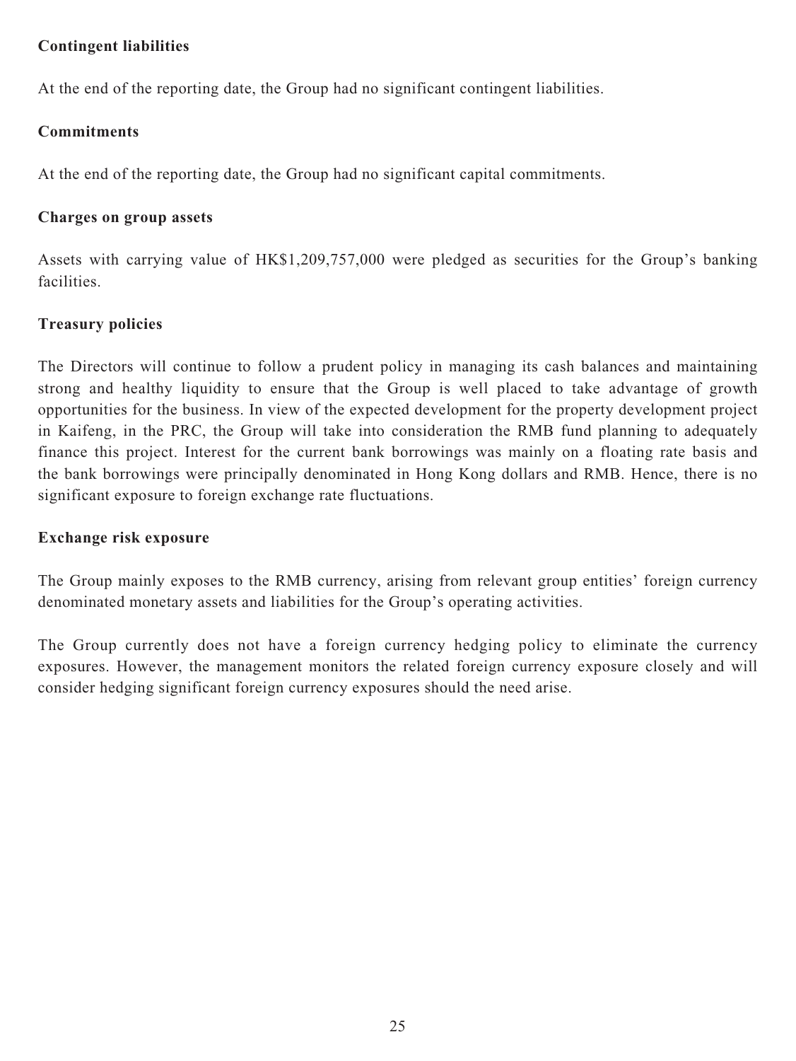**Contingent liabilities**

At the end of the reporting date, the Group had no significant contingent liabilities.

**Commitments**

At the end of the reporting date, the Group had no significant capital commitments.

**Charges on group assets**

Assets with carrying value of HK$1,209,757,000 were pledged as securities for the Group's banking facilities.

**Treasury policies**

The Directors will continue to follow a prudent policy in managing its cash balances and maintaining strong and healthy liquidity to ensure that the Group is well placed to take advantage of growth opportunities for the business. In view of the expected development for the property development project in Kaifeng, in the PRC, the Group will take into consideration the RMB fund planning to adequately finance this project. Interest for the current bank borrowings was mainly on a floating rate basis and the bank borrowings were principally denominated in Hong Kong dollars and RMB. Hence, there is no significant exposure to foreign exchange rate fluctuations.

**Exchange risk exposure**

The Group mainly exposes to the RMB currency, arising from relevant group entities' foreign currency denominated monetary assets and liabilities for the Group's operating activities.

The Group currently does not have a foreign currency hedging policy to eliminate the currency exposures. However, the management monitors the related foreign currency exposure closely and will consider hedging significant foreign currency exposures should the need arise.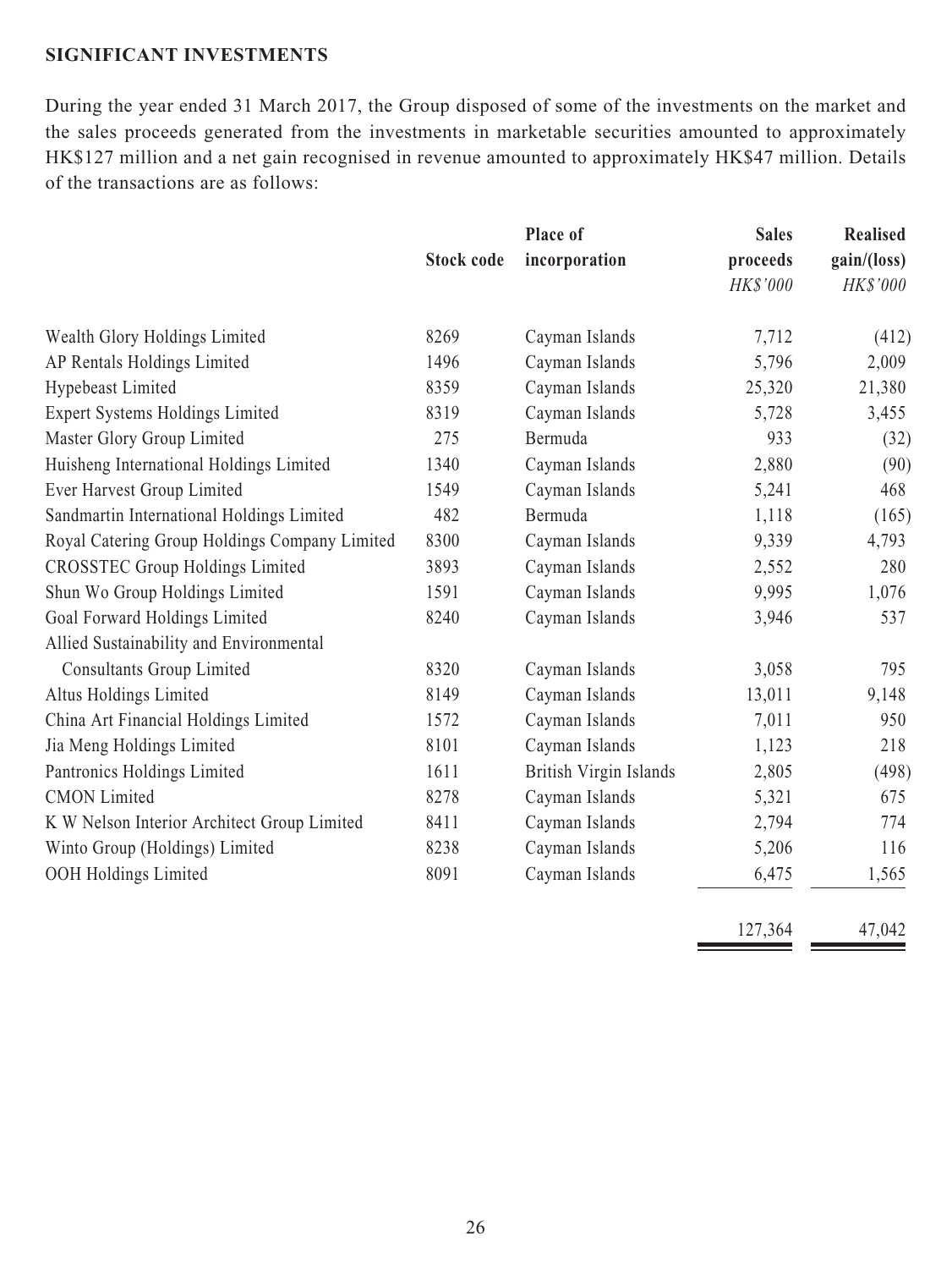**SIGNIFICANT INVESTMENTS**

During the year ended 31 March 2017, the Group disposed of some of the investments on the market and the sales proceeds generated from the investments in marketable securities amounted to approximately HK$127 million and a net gain recognised in revenue amounted to approximately HK$47 million. Details of the transactions are as follows:

| | Stock code | Place of incorporation | Sales proceeds | Realised gain/(loss) |
|---|---|---|---|---|
| | | | *HK$'000* | *HK$'000* |
| Wealth Glory Holdings Limited | 8269 | Cayman Islands | 7,712 | (412) |
| AP Rentals Holdings Limited | 1496 | Cayman Islands | 5,796 | 2,009 |
| Hypebeast Limited | 8359 | Cayman Islands | 25,320 | 21,380 |
| Expert Systems Holdings Limited | 8319 | Cayman Islands | 5,728 | 3,455 |
| Master Glory Group Limited | 275 | Bermuda | 933 | (32) |
| Huisheng International Holdings Limited | 1340 | Cayman Islands | 2,880 | (90) |
| Ever Harvest Group Limited | 1549 | Cayman Islands | 5,241 | 468 |
| Sandmartin International Holdings Limited | 482 | Bermuda | 1,118 | (165) |
| Royal Catering Group Holdings Company Limited | 8300 | Cayman Islands | 9,339 | 4,793 |
| CROSSTEC Group Holdings Limited | 3893 | Cayman Islands | 2,552 | 280 |
| Shun Wo Group Holdings Limited | 1591 | Cayman Islands | 9,995 | 1,076 |
| Goal Forward Holdings Limited | 8240 | Cayman Islands | 3,946 | 537 |
| Allied Sustainability and Environmental Consultants Group Limited | 8320 | Cayman Islands | 3,058 | 795 |
| Altus Holdings Limited | 8149 | Cayman Islands | 13,011 | 9,148 |
| China Art Financial Holdings Limited | 1572 | Cayman Islands | 7,011 | 950 |
| Jia Meng Holdings Limited | 8101 | Cayman Islands | 1,123 | 218 |
| Pantronics Holdings Limited | 1611 | British Virgin Islands | 2,805 | (498) |
| CMON Limited | 8278 | Cayman Islands | 5,321 | 675 |
| K W Nelson Interior Architect Group Limited | 8411 | Cayman Islands | 2,794 | 774 |
| Winto Group (Holdings) Limited | 8238 | Cayman Islands | 5,206 | 116 |
| OOH Holdings Limited | 8091 | Cayman Islands | 6,475 | 1,565 |
| | | | 127,364 | 47,042 |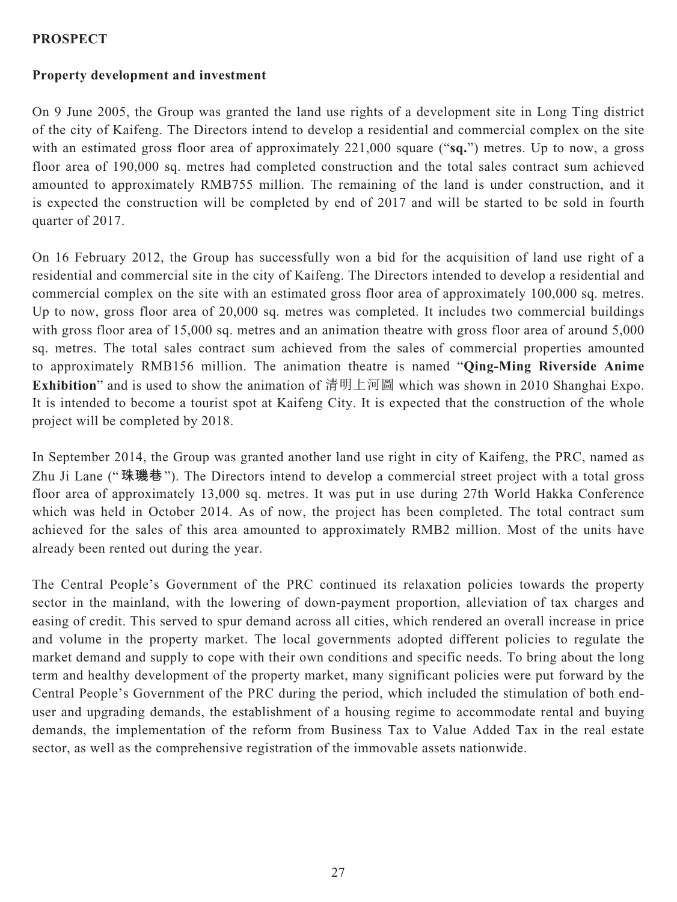## PROSPECT

### Property development and investment

On 9 June 2005, the Group was granted the land use rights of a development site in Long Ting district of the city of Kaifeng. The Directors intend to develop a residential and commercial complex on the site with an estimated gross floor area of approximately 221,000 square ("**sq.**") metres. Up to now, a gross floor area of 190,000 sq. metres had completed construction and the total sales contract sum achieved amounted to approximately RMB755 million. The remaining of the land is under construction, and it is expected the construction will be completed by end of 2017 and will be started to be sold in fourth quarter of 2017.

On 16 February 2012, the Group has successfully won a bid for the acquisition of land use right of a residential and commercial site in the city of Kaifeng. The Directors intended to develop a residential and commercial complex on the site with an estimated gross floor area of approximately 100,000 sq. metres. Up to now, gross floor area of 20,000 sq. metres was completed. It includes two commercial buildings with gross floor area of 15,000 sq. metres and an animation theatre with gross floor area of around 5,000 sq. metres. The total sales contract sum achieved from the sales of commercial properties amounted to approximately RMB156 million. The animation theatre is named "**Qing-Ming Riverside Anime Exhibition**" and is used to show the animation of 清明上河圖 which was shown in 2010 Shanghai Expo. It is intended to become a tourist spot at Kaifeng City. It is expected that the construction of the whole project will be completed by 2018.

In September 2014, the Group was granted another land use right in city of Kaifeng, the PRC, named as Zhu Ji Lane ("**珠璣巷**"). The Directors intend to develop a commercial street project with a total gross floor area of approximately 13,000 sq. metres. It was put in use during 27th World Hakka Conference which was held in October 2014. As of now, the project has been completed. The total contract sum achieved for the sales of this area amounted to approximately RMB2 million. Most of the units have already been rented out during the year.

The Central People's Government of the PRC continued its relaxation policies towards the property sector in the mainland, with the lowering of down-payment proportion, alleviation of tax charges and easing of credit. This served to spur demand across all cities, which rendered an overall increase in price and volume in the property market. The local governments adopted different policies to regulate the market demand and supply to cope with their own conditions and specific needs. To bring about the long term and healthy development of the property market, many significant policies were put forward by the Central People's Government of the PRC during the period, which included the stimulation of both end-user and upgrading demands, the establishment of a housing regime to accommodate rental and buying demands, the implementation of the reform from Business Tax to Value Added Tax in the real estate sector, as well as the comprehensive registration of the immovable assets nationwide.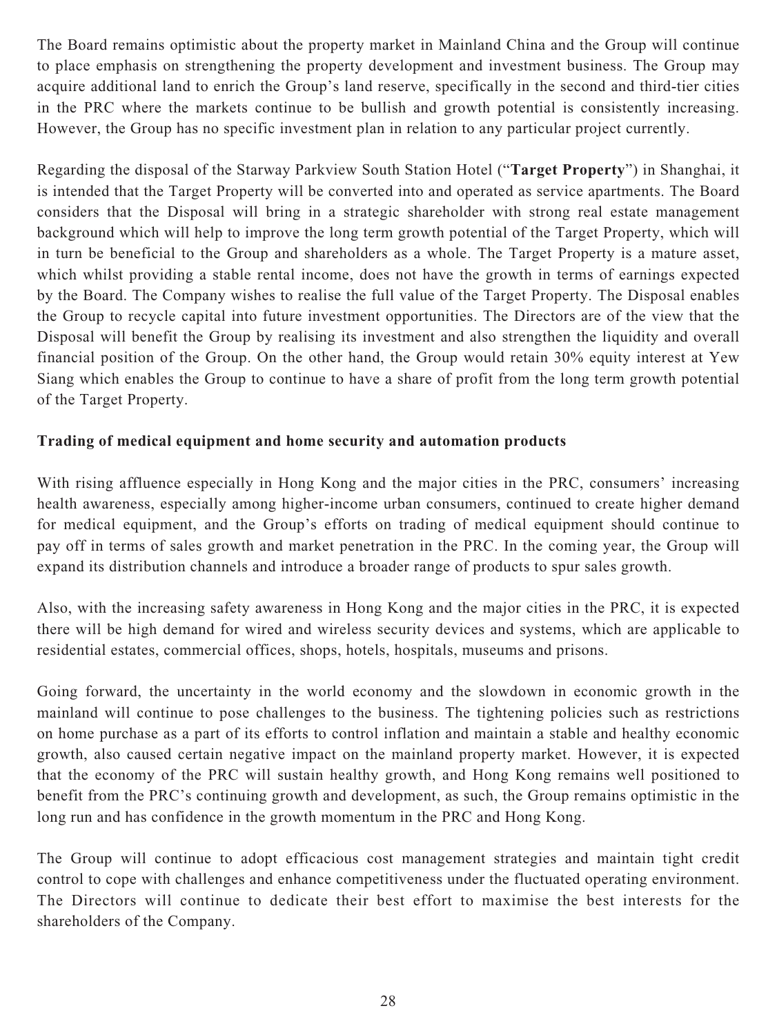The Board remains optimistic about the property market in Mainland China and the Group will continue to place emphasis on strengthening the property development and investment business. The Group may acquire additional land to enrich the Group's land reserve, specifically in the second and third-tier cities in the PRC where the markets continue to be bullish and growth potential is consistently increasing. However, the Group has no specific investment plan in relation to any particular project currently.

Regarding the disposal of the Starway Parkview South Station Hotel ("**Target Property**") in Shanghai, it is intended that the Target Property will be converted into and operated as service apartments. The Board considers that the Disposal will bring in a strategic shareholder with strong real estate management background which will help to improve the long term growth potential of the Target Property, which will in turn be beneficial to the Group and shareholders as a whole. The Target Property is a mature asset, which whilst providing a stable rental income, does not have the growth in terms of earnings expected by the Board. The Company wishes to realise the full value of the Target Property. The Disposal enables the Group to recycle capital into future investment opportunities. The Directors are of the view that the Disposal will benefit the Group by realising its investment and also strengthen the liquidity and overall financial position of the Group. On the other hand, the Group would retain 30% equity interest at Yew Siang which enables the Group to continue to have a share of profit from the long term growth potential of the Target Property.

**Trading of medical equipment and home security and automation products**

With rising affluence especially in Hong Kong and the major cities in the PRC, consumers' increasing health awareness, especially among higher-income urban consumers, continued to create higher demand for medical equipment, and the Group's efforts on trading of medical equipment should continue to pay off in terms of sales growth and market penetration in the PRC. In the coming year, the Group will expand its distribution channels and introduce a broader range of products to spur sales growth.

Also, with the increasing safety awareness in Hong Kong and the major cities in the PRC, it is expected there will be high demand for wired and wireless security devices and systems, which are applicable to residential estates, commercial offices, shops, hotels, hospitals, museums and prisons.

Going forward, the uncertainty in the world economy and the slowdown in economic growth in the mainland will continue to pose challenges to the business. The tightening policies such as restrictions on home purchase as a part of its efforts to control inflation and maintain a stable and healthy economic growth, also caused certain negative impact on the mainland property market. However, it is expected that the economy of the PRC will sustain healthy growth, and Hong Kong remains well positioned to benefit from the PRC's continuing growth and development, as such, the Group remains optimistic in the long run and has confidence in the growth momentum in the PRC and Hong Kong.

The Group will continue to adopt efficacious cost management strategies and maintain tight credit control to cope with challenges and enhance competitiveness under the fluctuated operating environment. The Directors will continue to dedicate their best effort to maximise the best interests for the shareholders of the Company.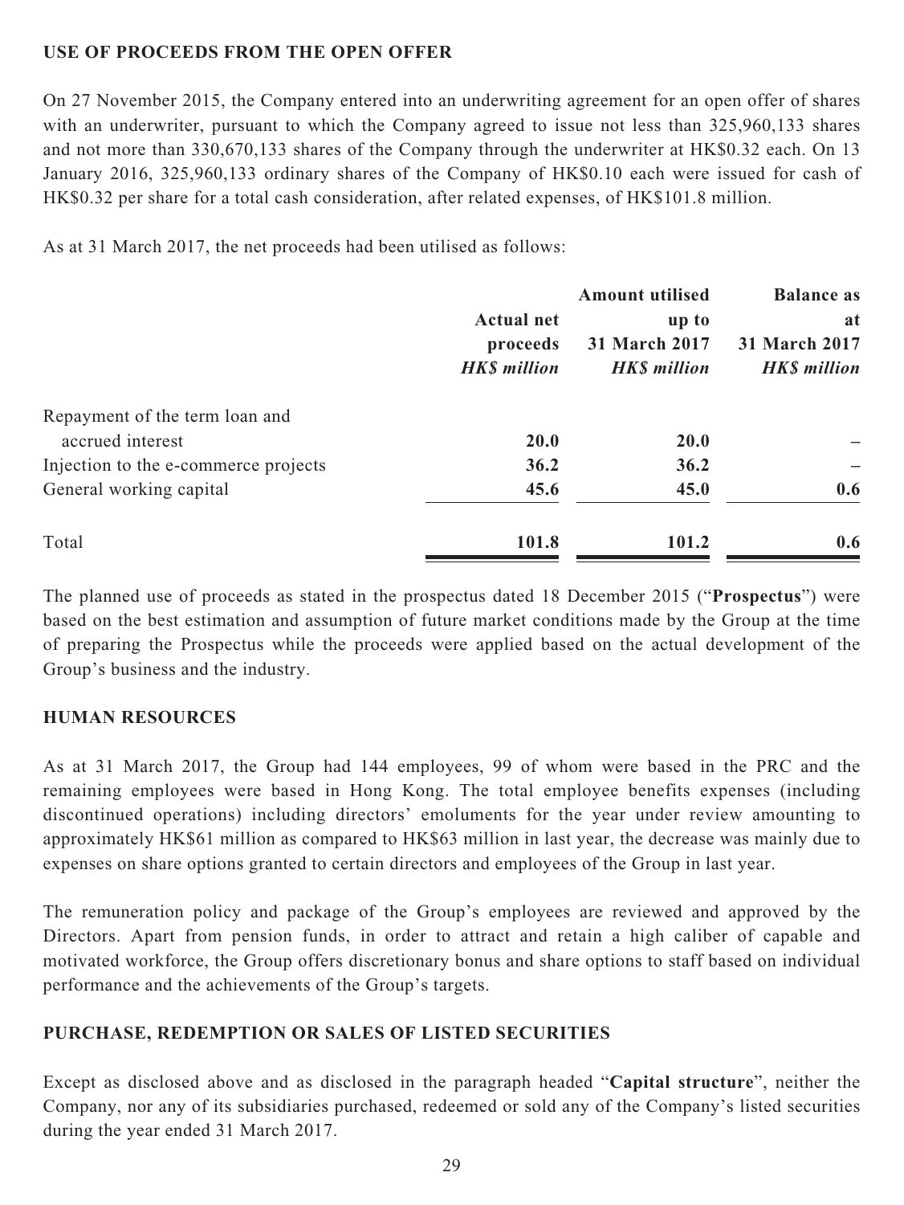## USE OF PROCEEDS FROM THE OPEN OFFER

On 27 November 2015, the Company entered into an underwriting agreement for an open offer of shares with an underwriter, pursuant to which the Company agreed to issue not less than 325,960,133 shares and not more than 330,670,133 shares of the Company through the underwriter at HK$0.32 each. On 13 January 2016, 325,960,133 ordinary shares of the Company of HK$0.10 each were issued for cash of HK$0.32 per share for a total cash consideration, after related expenses, of HK$101.8 million.

As at 31 March 2017, the net proceeds had been utilised as follows:

| | Actual net proceeds *HK$ million* | Amount utilised up to 31 March 2017 *HK$ million* | Balance as at 31 March 2017 *HK$ million* |
|---|---|---|---|
| Repayment of the term loan and accrued interest | **20.0** | **20.0** | **–** |
| Injection to the e-commerce projects | **36.2** | **36.2** | **–** |
| General working capital | **45.6** | **45.0** | **0.6** |
| Total | **101.8** | **101.2** | **0.6** |

The planned use of proceeds as stated in the prospectus dated 18 December 2015 ("**Prospectus**") were based on the best estimation and assumption of future market conditions made by the Group at the time of preparing the Prospectus while the proceeds were applied based on the actual development of the Group's business and the industry.

## HUMAN RESOURCES

As at 31 March 2017, the Group had 144 employees, 99 of whom were based in the PRC and the remaining employees were based in Hong Kong. The total employee benefits expenses (including discontinued operations) including directors' emoluments for the year under review amounting to approximately HK$61 million as compared to HK$63 million in last year, the decrease was mainly due to expenses on share options granted to certain directors and employees of the Group in last year.

The remuneration policy and package of the Group's employees are reviewed and approved by the Directors. Apart from pension funds, in order to attract and retain a high caliber of capable and motivated workforce, the Group offers discretionary bonus and share options to staff based on individual performance and the achievements of the Group's targets.

## PURCHASE, REDEMPTION OR SALES OF LISTED SECURITIES

Except as disclosed above and as disclosed in the paragraph headed "**Capital structure**", neither the Company, nor any of its subsidiaries purchased, redeemed or sold any of the Company's listed securities during the year ended 31 March 2017.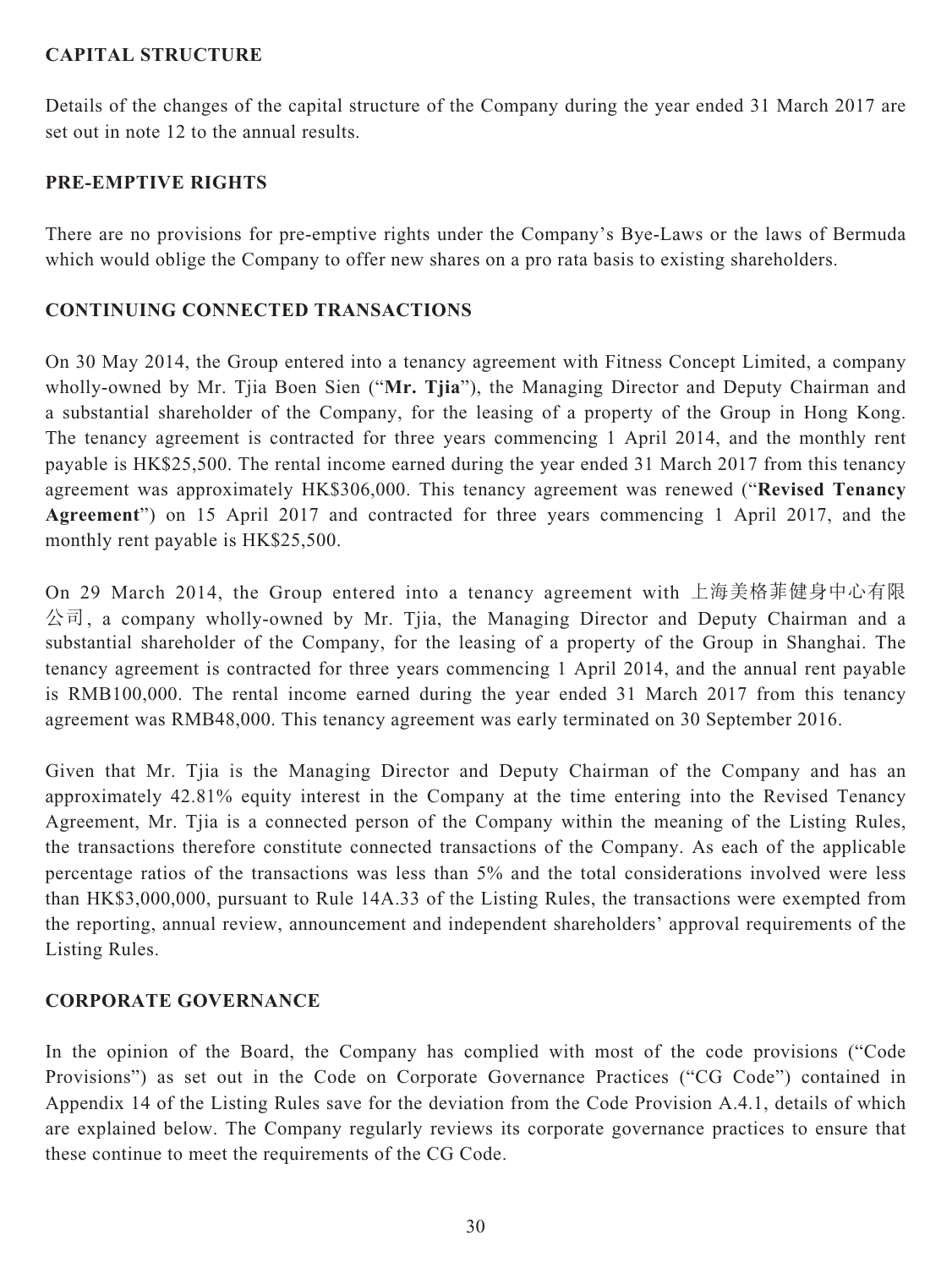## CAPITAL STRUCTURE

Details of the changes of the capital structure of the Company during the year ended 31 March 2017 are set out in note 12 to the annual results.

## PRE-EMPTIVE RIGHTS

There are no provisions for pre-emptive rights under the Company's Bye-Laws or the laws of Bermuda which would oblige the Company to offer new shares on a pro rata basis to existing shareholders.

## CONTINUING CONNECTED TRANSACTIONS

On 30 May 2014, the Group entered into a tenancy agreement with Fitness Concept Limited, a company wholly-owned by Mr. Tjia Boen Sien ("**Mr. Tjia**"), the Managing Director and Deputy Chairman and a substantial shareholder of the Company, for the leasing of a property of the Group in Hong Kong. The tenancy agreement is contracted for three years commencing 1 April 2014, and the monthly rent payable is HK$25,500. The rental income earned during the year ended 31 March 2017 from this tenancy agreement was approximately HK$306,000. This tenancy agreement was renewed ("**Revised Tenancy Agreement**") on 15 April 2017 and contracted for three years commencing 1 April 2017, and the monthly rent payable is HK$25,500.

On 29 March 2014, the Group entered into a tenancy agreement with 上海美格菲健身中心有限公司, a company wholly-owned by Mr. Tjia, the Managing Director and Deputy Chairman and a substantial shareholder of the Company, for the leasing of a property of the Group in Shanghai. The tenancy agreement is contracted for three years commencing 1 April 2014, and the annual rent payable is RMB100,000. The rental income earned during the year ended 31 March 2017 from this tenancy agreement was RMB48,000. This tenancy agreement was early terminated on 30 September 2016.

Given that Mr. Tjia is the Managing Director and Deputy Chairman of the Company and has an approximately 42.81% equity interest in the Company at the time entering into the Revised Tenancy Agreement, Mr. Tjia is a connected person of the Company within the meaning of the Listing Rules, the transactions therefore constitute connected transactions of the Company. As each of the applicable percentage ratios of the transactions was less than 5% and the total considerations involved were less than HK$3,000,000, pursuant to Rule 14A.33 of the Listing Rules, the transactions were exempted from the reporting, annual review, announcement and independent shareholders' approval requirements of the Listing Rules.

## CORPORATE GOVERNANCE

In the opinion of the Board, the Company has complied with most of the code provisions ("Code Provisions") as set out in the Code on Corporate Governance Practices ("CG Code") contained in Appendix 14 of the Listing Rules save for the deviation from the Code Provision A.4.1, details of which are explained below. The Company regularly reviews its corporate governance practices to ensure that these continue to meet the requirements of the CG Code.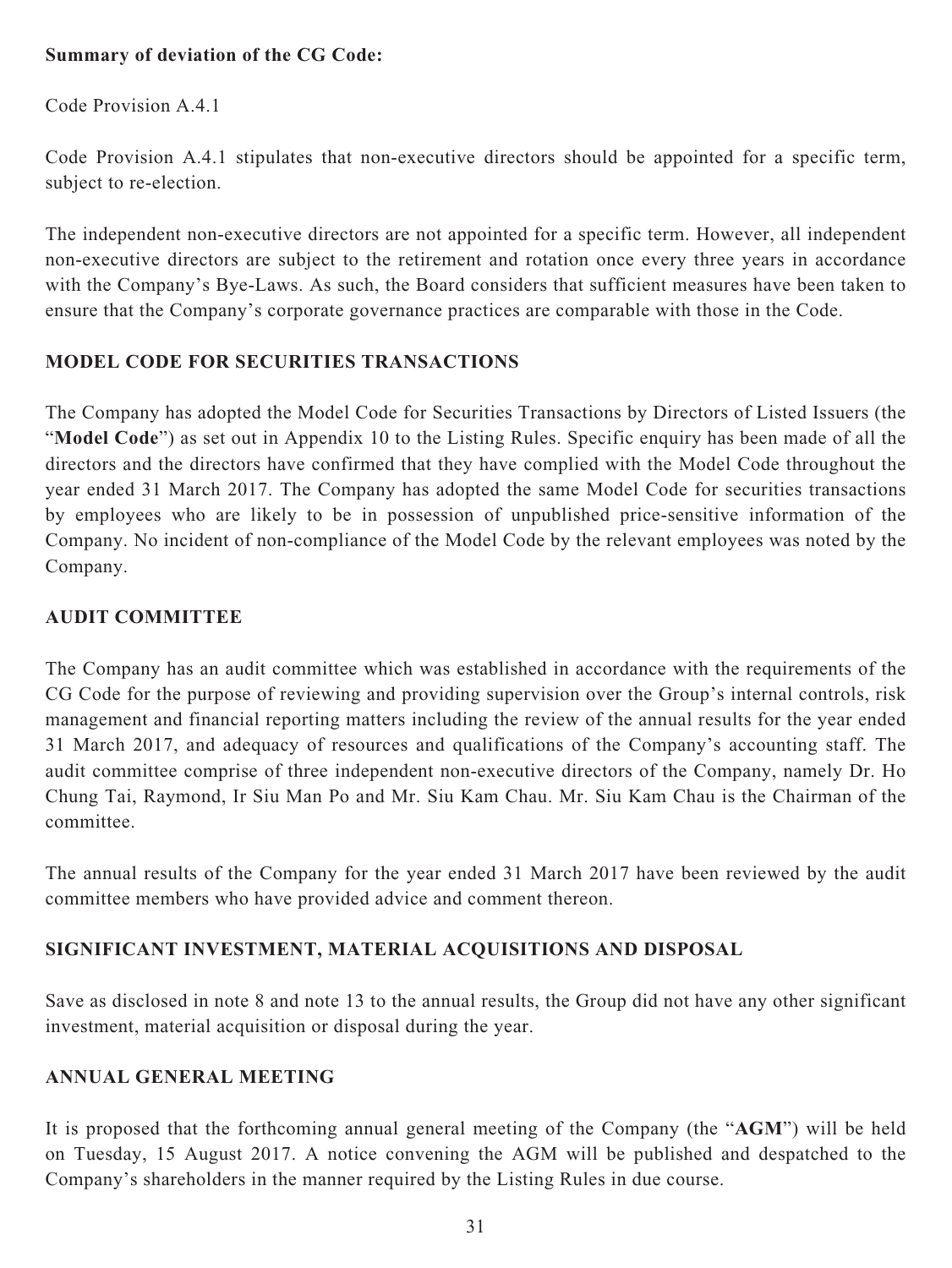**Summary of deviation of the CG Code:**

Code Provision A.4.1

Code Provision A.4.1 stipulates that non-executive directors should be appointed for a specific term, subject to re-election.

The independent non-executive directors are not appointed for a specific term. However, all independent non-executive directors are subject to the retirement and rotation once every three years in accordance with the Company's Bye-Laws. As such, the Board considers that sufficient measures have been taken to ensure that the Company's corporate governance practices are comparable with those in the Code.

## MODEL CODE FOR SECURITIES TRANSACTIONS

The Company has adopted the Model Code for Securities Transactions by Directors of Listed Issuers (the "**Model Code**") as set out in Appendix 10 to the Listing Rules. Specific enquiry has been made of all the directors and the directors have confirmed that they have complied with the Model Code throughout the year ended 31 March 2017. The Company has adopted the same Model Code for securities transactions by employees who are likely to be in possession of unpublished price-sensitive information of the Company. No incident of non-compliance of the Model Code by the relevant employees was noted by the Company.

## AUDIT COMMITTEE

The Company has an audit committee which was established in accordance with the requirements of the CG Code for the purpose of reviewing and providing supervision over the Group's internal controls, risk management and financial reporting matters including the review of the annual results for the year ended 31 March 2017, and adequacy of resources and qualifications of the Company's accounting staff. The audit committee comprise of three independent non-executive directors of the Company, namely Dr. Ho Chung Tai, Raymond, Ir Siu Man Po and Mr. Siu Kam Chau. Mr. Siu Kam Chau is the Chairman of the committee.

The annual results of the Company for the year ended 31 March 2017 have been reviewed by the audit committee members who have provided advice and comment thereon.

## SIGNIFICANT INVESTMENT, MATERIAL ACQUISITIONS AND DISPOSAL

Save as disclosed in note 8 and note 13 to the annual results, the Group did not have any other significant investment, material acquisition or disposal during the year.

## ANNUAL GENERAL MEETING

It is proposed that the forthcoming annual general meeting of the Company (the "**AGM**") will be held on Tuesday, 15 August 2017. A notice convening the AGM will be published and despatched to the Company's shareholders in the manner required by the Listing Rules in due course.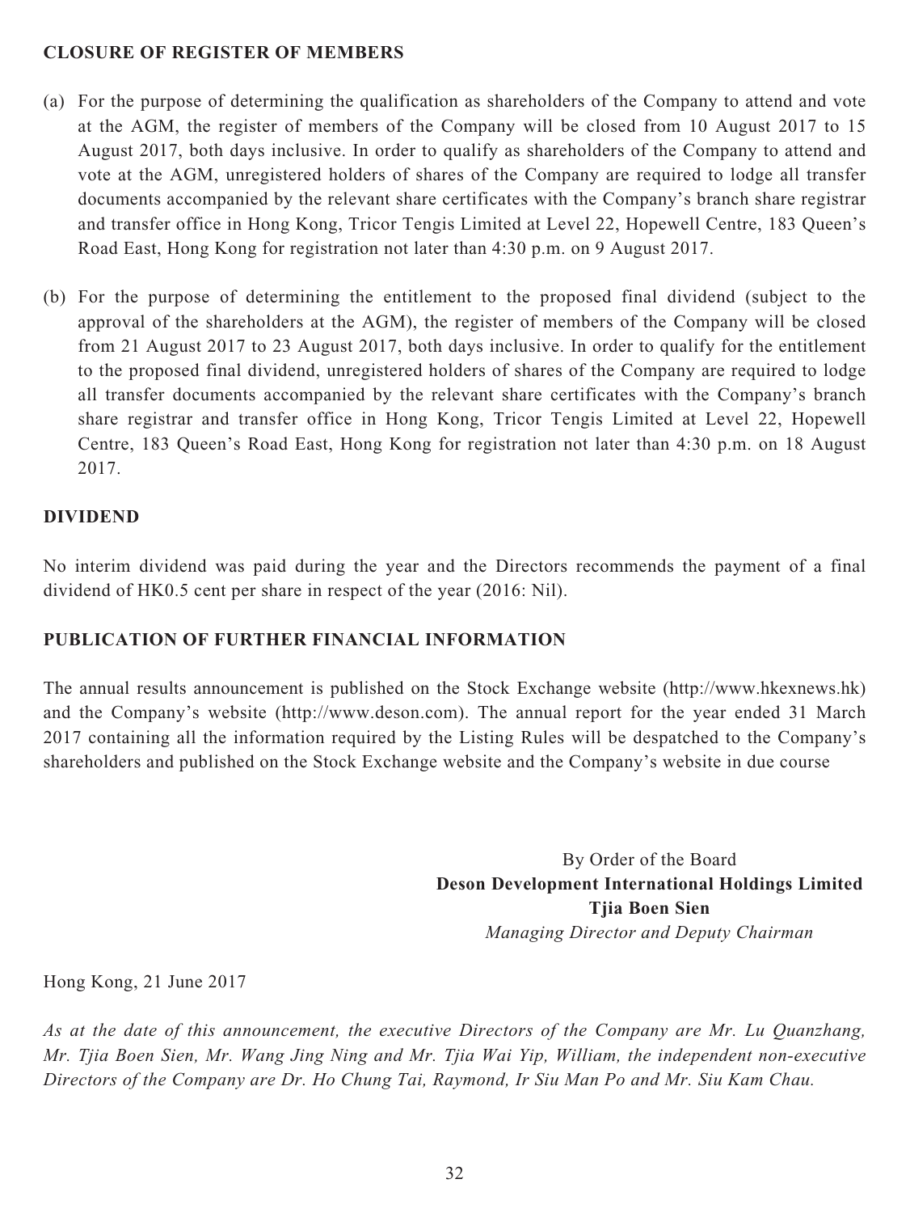**CLOSURE OF REGISTER OF MEMBERS**

(a) For the purpose of determining the qualification as shareholders of the Company to attend and vote at the AGM, the register of members of the Company will be closed from 10 August 2017 to 15 August 2017, both days inclusive. In order to qualify as shareholders of the Company to attend and vote at the AGM, unregistered holders of shares of the Company are required to lodge all transfer documents accompanied by the relevant share certificates with the Company's branch share registrar and transfer office in Hong Kong, Tricor Tengis Limited at Level 22, Hopewell Centre, 183 Queen's Road East, Hong Kong for registration not later than 4:30 p.m. on 9 August 2017.

(b) For the purpose of determining the entitlement to the proposed final dividend (subject to the approval of the shareholders at the AGM), the register of members of the Company will be closed from 21 August 2017 to 23 August 2017, both days inclusive. In order to qualify for the entitlement to the proposed final dividend, unregistered holders of shares of the Company are required to lodge all transfer documents accompanied by the relevant share certificates with the Company's branch share registrar and transfer office in Hong Kong, Tricor Tengis Limited at Level 22, Hopewell Centre, 183 Queen's Road East, Hong Kong for registration not later than 4:30 p.m. on 18 August 2017.

**DIVIDEND**

No interim dividend was paid during the year and the Directors recommends the payment of a final dividend of HK0.5 cent per share in respect of the year (2016: Nil).

**PUBLICATION OF FURTHER FINANCIAL INFORMATION**

The annual results announcement is published on the Stock Exchange website (http://www.hkexnews.hk) and the Company's website (http://www.deson.com). The annual report for the year ended 31 March 2017 containing all the information required by the Listing Rules will be despatched to the Company's shareholders and published on the Stock Exchange website and the Company's website in due course

By Order of the Board
**Deson Development International Holdings Limited**
**Tjia Boen Sien**
*Managing Director and Deputy Chairman*

Hong Kong, 21 June 2017

*As at the date of this announcement, the executive Directors of the Company are Mr. Lu Quanzhang, Mr. Tjia Boen Sien, Mr. Wang Jing Ning and Mr. Tjia Wai Yip, William, the independent non-executive Directors of the Company are Dr. Ho Chung Tai, Raymond, Ir Siu Man Po and Mr. Siu Kam Chau.*